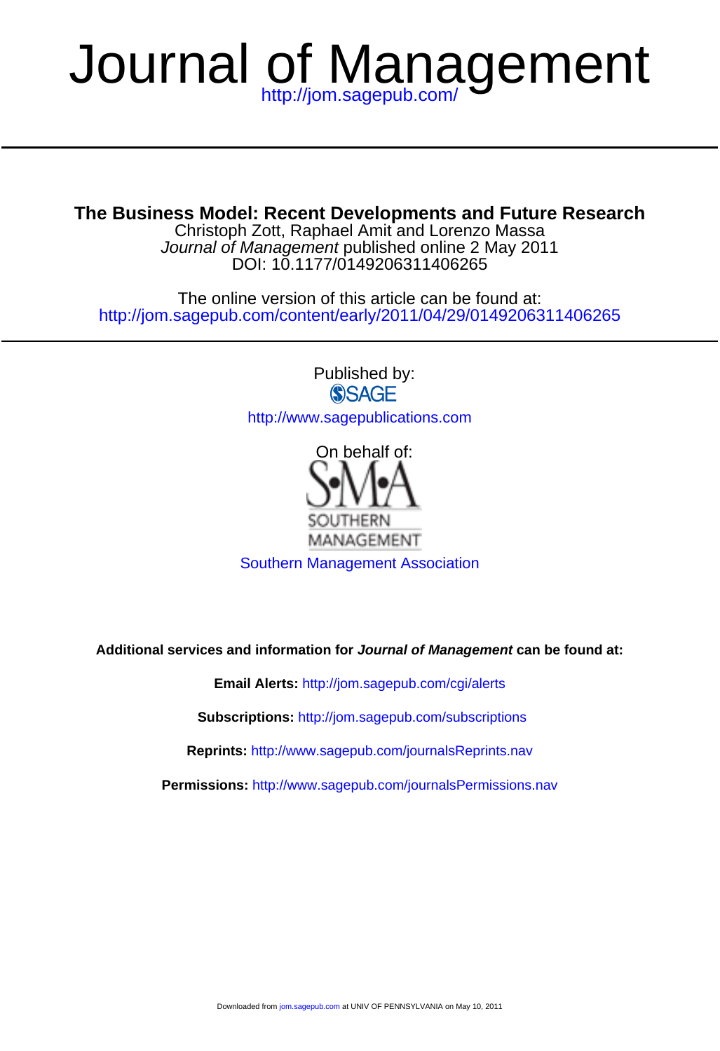# Journal of Management

http://jom.sagepub.com/

## The Business Model: Recent Developments and Future Research

Christoph Zott, Raphael Amit and Lorenzo Massa

*Journal of Management* published online 2 May 2011

DOI: 10.1177/0149206311406265

The online version of this article can be found at:

http://jom.sagepub.com/content/early/2011/04/29/0149206311406265

Published by:

SAGE

http://www.sagepublications.com

On behalf of:

S•M•A

SOUTHERN MANAGEMENT

Southern Management Association

**Additional services and information for *Journal of Management* can be found at:**

**Email Alerts:** http://jom.sagepub.com/cgi/alerts

**Subscriptions:** http://jom.sagepub.com/subscriptions

**Reprints:** http://www.sagepub.com/journalsReprints.nav

**Permissions:** http://www.sagepub.com/journalsPermissions.nav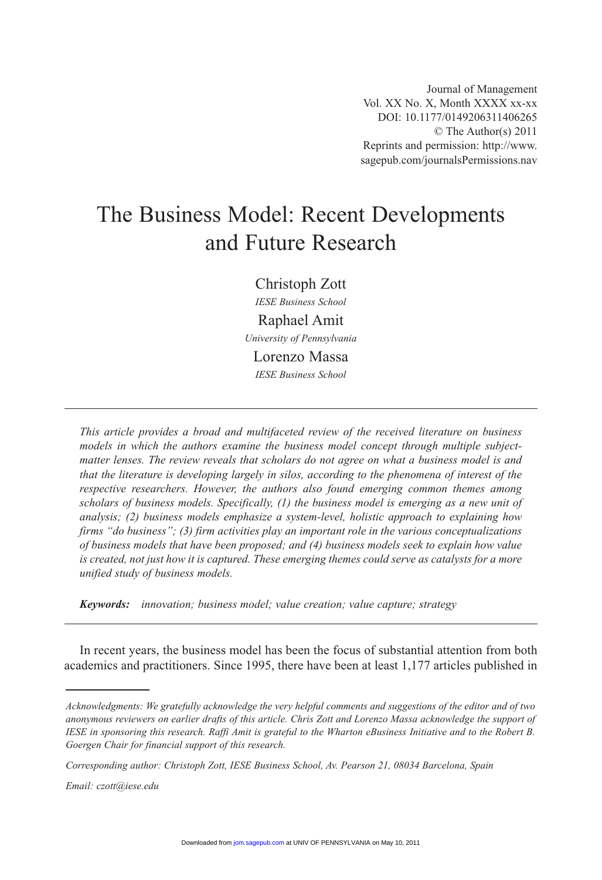# The Business Model: Recent Developments and Future Research

Christoph Zott

*IESE Business School*

Raphael Amit

*University of Pennsylvania*

Lorenzo Massa

*IESE Business School*

---

*This article provides a broad and multifaceted review of the received literature on business models in which the authors examine the business model concept through multiple subject-matter lenses. The review reveals that scholars do not agree on what a business model is and that the literature is developing largely in silos, according to the phenomena of interest of the respective researchers. However, the authors also found emerging common themes among scholars of business models. Specifically, (1) the business model is emerging as a new unit of analysis; (2) business models emphasize a system-level, holistic approach to explaining how firms "do business"; (3) firm activities play an important role in the various conceptualizations of business models that have been proposed; and (4) business models seek to explain how value is created, not just how it is captured. These emerging themes could serve as catalysts for a more unified study of business models.*

***Keywords:*** *innovation; business model; value creation; value capture; strategy*

---

In recent years, the business model has been the focus of substantial attention from both academics and practitioners. Since 1995, there have been at least 1,177 articles published in

---

*Acknowledgments: We gratefully acknowledge the very helpful comments and suggestions of the editor and of two anonymous reviewers on earlier drafts of this article. Chris Zott and Lorenzo Massa acknowledge the support of IESE in sponsoring this research. Raffi Amit is grateful to the Wharton eBusiness Initiative and to the Robert B. Goergen Chair for financial support of this research.*

*Corresponding author: Christoph Zott, IESE Business School, Av. Pearson 21, 08034 Barcelona, Spain*

*Email: czott@iese.edu*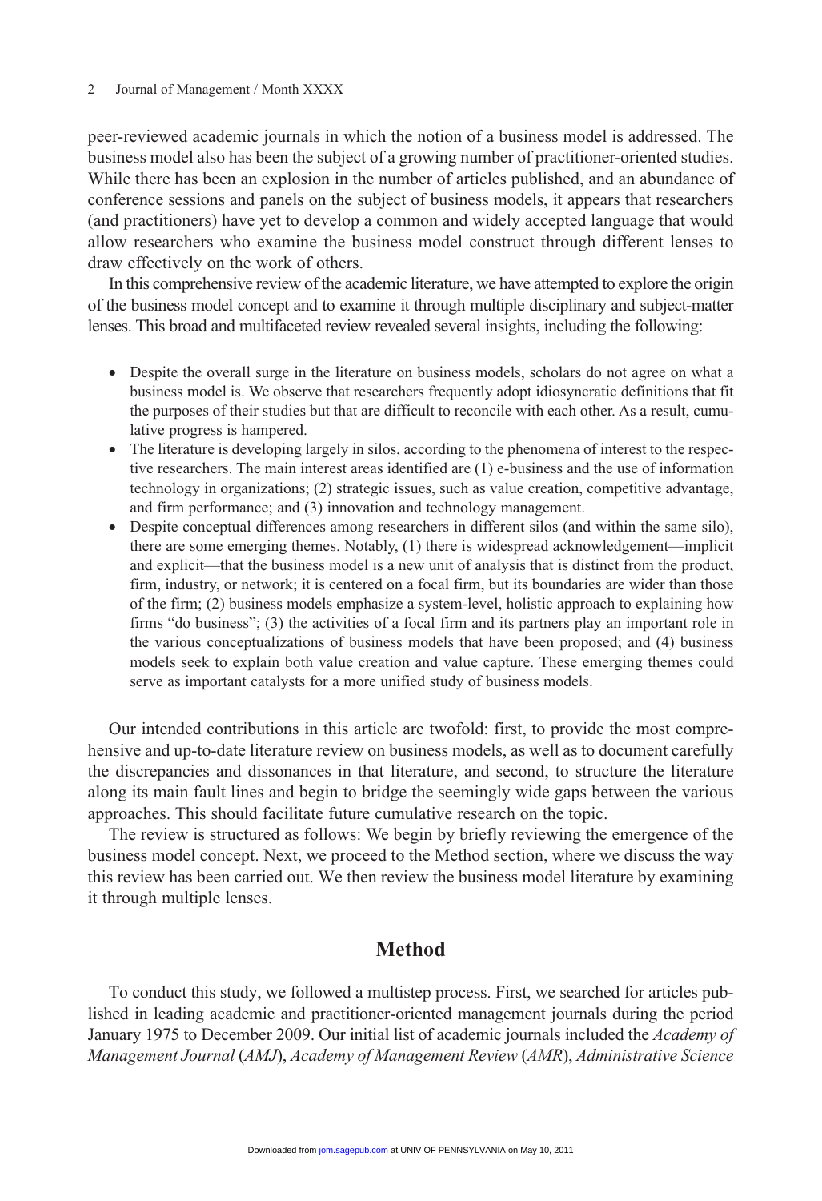peer-reviewed academic journals in which the notion of a business model is addressed. The business model also has been the subject of a growing number of practitioner-oriented studies. While there has been an explosion in the number of articles published, and an abundance of conference sessions and panels on the subject of business models, it appears that researchers (and practitioners) have yet to develop a common and widely accepted language that would allow researchers who examine the business model construct through different lenses to draw effectively on the work of others.

In this comprehensive review of the academic literature, we have attempted to explore the origin of the business model concept and to examine it through multiple disciplinary and subject-matter lenses. This broad and multifaceted review revealed several insights, including the following:

- Despite the overall surge in the literature on business models, scholars do not agree on what a business model is. We observe that researchers frequently adopt idiosyncratic definitions that fit the purposes of their studies but that are difficult to reconcile with each other. As a result, cumulative progress is hampered.
- The literature is developing largely in silos, according to the phenomena of interest to the respective researchers. The main interest areas identified are (1) e-business and the use of information technology in organizations; (2) strategic issues, such as value creation, competitive advantage, and firm performance; and (3) innovation and technology management.
- Despite conceptual differences among researchers in different silos (and within the same silo), there are some emerging themes. Notably, (1) there is widespread acknowledgement—implicit and explicit—that the business model is a new unit of analysis that is distinct from the product, firm, industry, or network; it is centered on a focal firm, but its boundaries are wider than those of the firm; (2) business models emphasize a system-level, holistic approach to explaining how firms "do business"; (3) the activities of a focal firm and its partners play an important role in the various conceptualizations of business models that have been proposed; and (4) business models seek to explain both value creation and value capture. These emerging themes could serve as important catalysts for a more unified study of business models.

Our intended contributions in this article are twofold: first, to provide the most comprehensive and up-to-date literature review on business models, as well as to document carefully the discrepancies and dissonances in that literature, and second, to structure the literature along its main fault lines and begin to bridge the seemingly wide gaps between the various approaches. This should facilitate future cumulative research on the topic.

The review is structured as follows: We begin by briefly reviewing the emergence of the business model concept. Next, we proceed to the Method section, where we discuss the way this review has been carried out. We then review the business model literature by examining it through multiple lenses.

## Method

To conduct this study, we followed a multistep process. First, we searched for articles published in leading academic and practitioner-oriented management journals during the period January 1975 to December 2009. Our initial list of academic journals included the *Academy of Management Journal* (*AMJ*), *Academy of Management Review* (*AMR*), *Administrative Science*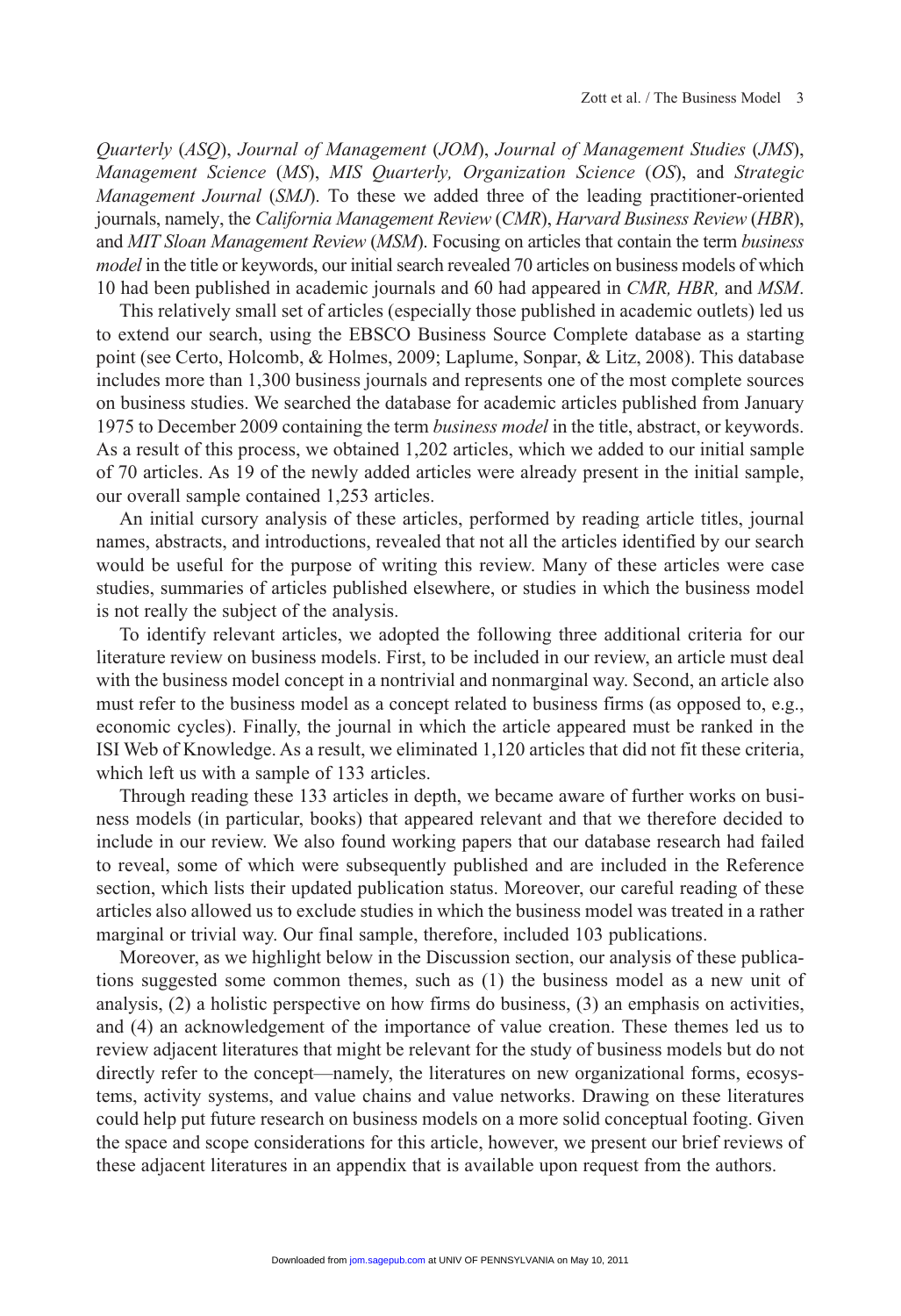*Quarterly* (*ASQ*), *Journal of Management* (*JOM*), *Journal of Management Studies* (*JMS*), *Management Science* (*MS*), *MIS Quarterly, Organization Science* (*OS*), and *Strategic Management Journal* (*SMJ*). To these we added three of the leading practitioner-oriented journals, namely, the *California Management Review* (*CMR*), *Harvard Business Review* (*HBR*), and *MIT Sloan Management Review* (*MSM*). Focusing on articles that contain the term *business model* in the title or keywords, our initial search revealed 70 articles on business models of which 10 had been published in academic journals and 60 had appeared in *CMR, HBR,* and *MSM*.

This relatively small set of articles (especially those published in academic outlets) led us to extend our search, using the EBSCO Business Source Complete database as a starting point (see Certo, Holcomb, & Holmes, 2009; Laplume, Sonpar, & Litz, 2008). This database includes more than 1,300 business journals and represents one of the most complete sources on business studies. We searched the database for academic articles published from January 1975 to December 2009 containing the term *business model* in the title, abstract, or keywords. As a result of this process, we obtained 1,202 articles, which we added to our initial sample of 70 articles. As 19 of the newly added articles were already present in the initial sample, our overall sample contained 1,253 articles.

An initial cursory analysis of these articles, performed by reading article titles, journal names, abstracts, and introductions, revealed that not all the articles identified by our search would be useful for the purpose of writing this review. Many of these articles were case studies, summaries of articles published elsewhere, or studies in which the business model is not really the subject of the analysis.

To identify relevant articles, we adopted the following three additional criteria for our literature review on business models. First, to be included in our review, an article must deal with the business model concept in a nontrivial and nonmarginal way. Second, an article also must refer to the business model as a concept related to business firms (as opposed to, e.g., economic cycles). Finally, the journal in which the article appeared must be ranked in the ISI Web of Knowledge. As a result, we eliminated 1,120 articles that did not fit these criteria, which left us with a sample of 133 articles.

Through reading these 133 articles in depth, we became aware of further works on business models (in particular, books) that appeared relevant and that we therefore decided to include in our review. We also found working papers that our database research had failed to reveal, some of which were subsequently published and are included in the Reference section, which lists their updated publication status. Moreover, our careful reading of these articles also allowed us to exclude studies in which the business model was treated in a rather marginal or trivial way. Our final sample, therefore, included 103 publications.

Moreover, as we highlight below in the Discussion section, our analysis of these publications suggested some common themes, such as (1) the business model as a new unit of analysis, (2) a holistic perspective on how firms do business, (3) an emphasis on activities, and (4) an acknowledgement of the importance of value creation. These themes led us to review adjacent literatures that might be relevant for the study of business models but do not directly refer to the concept—namely, the literatures on new organizational forms, ecosystems, activity systems, and value chains and value networks. Drawing on these literatures could help put future research on business models on a more solid conceptual footing. Given the space and scope considerations for this article, however, we present our brief reviews of these adjacent literatures in an appendix that is available upon request from the authors.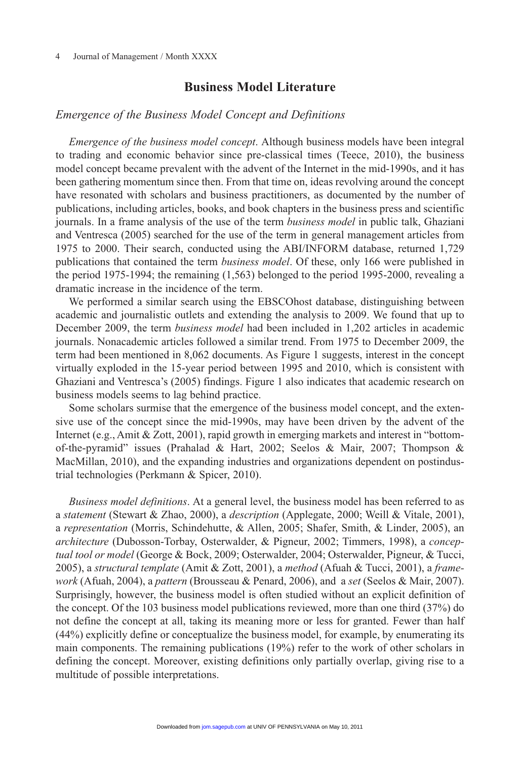## Business Model Literature

### *Emergence of the Business Model Concept and Definitions*

*Emergence of the business model concept*. Although business models have been integral to trading and economic behavior since pre-classical times (Teece, 2010), the business model concept became prevalent with the advent of the Internet in the mid-1990s, and it has been gathering momentum since then. From that time on, ideas revolving around the concept have resonated with scholars and business practitioners, as documented by the number of publications, including articles, books, and book chapters in the business press and scientific journals. In a frame analysis of the use of the term *business model* in public talk, Ghaziani and Ventresca (2005) searched for the use of the term in general management articles from 1975 to 2000. Their search, conducted using the ABI/INFORM database, returned 1,729 publications that contained the term *business model*. Of these, only 166 were published in the period 1975-1994; the remaining (1,563) belonged to the period 1995-2000, revealing a dramatic increase in the incidence of the term.

We performed a similar search using the EBSCOhost database, distinguishing between academic and journalistic outlets and extending the analysis to 2009. We found that up to December 2009, the term *business model* had been included in 1,202 articles in academic journals. Nonacademic articles followed a similar trend. From 1975 to December 2009, the term had been mentioned in 8,062 documents. As Figure 1 suggests, interest in the concept virtually exploded in the 15-year period between 1995 and 2010, which is consistent with Ghaziani and Ventresca's (2005) findings. Figure 1 also indicates that academic research on business models seems to lag behind practice.

Some scholars surmise that the emergence of the business model concept, and the extensive use of the concept since the mid-1990s, may have been driven by the advent of the Internet (e.g., Amit & Zott, 2001), rapid growth in emerging markets and interest in "bottom-of-the-pyramid" issues (Prahalad & Hart, 2002; Seelos & Mair, 2007; Thompson & MacMillan, 2010), and the expanding industries and organizations dependent on postindustrial technologies (Perkmann & Spicer, 2010).

*Business model definitions*. At a general level, the business model has been referred to as a *statement* (Stewart & Zhao, 2000), a *description* (Applegate, 2000; Weill & Vitale, 2001), a *representation* (Morris, Schindehutte, & Allen, 2005; Shafer, Smith, & Linder, 2005), an *architecture* (Dubosson-Torbay, Osterwalder, & Pigneur, 2002; Timmers, 1998), a *conceptual tool or model* (George & Bock, 2009; Osterwalder, 2004; Osterwalder, Pigneur, & Tucci, 2005), a *structural template* (Amit & Zott, 2001), a *method* (Afuah & Tucci, 2001), a *framework* (Afuah, 2004), a *pattern* (Brousseau & Penard, 2006), and a *set* (Seelos & Mair, 2007). Surprisingly, however, the business model is often studied without an explicit definition of the concept. Of the 103 business model publications reviewed, more than one third (37%) do not define the concept at all, taking its meaning more or less for granted. Fewer than half (44%) explicitly define or conceptualize the business model, for example, by enumerating its main components. The remaining publications (19%) refer to the work of other scholars in defining the concept. Moreover, existing definitions only partially overlap, giving rise to a multitude of possible interpretations.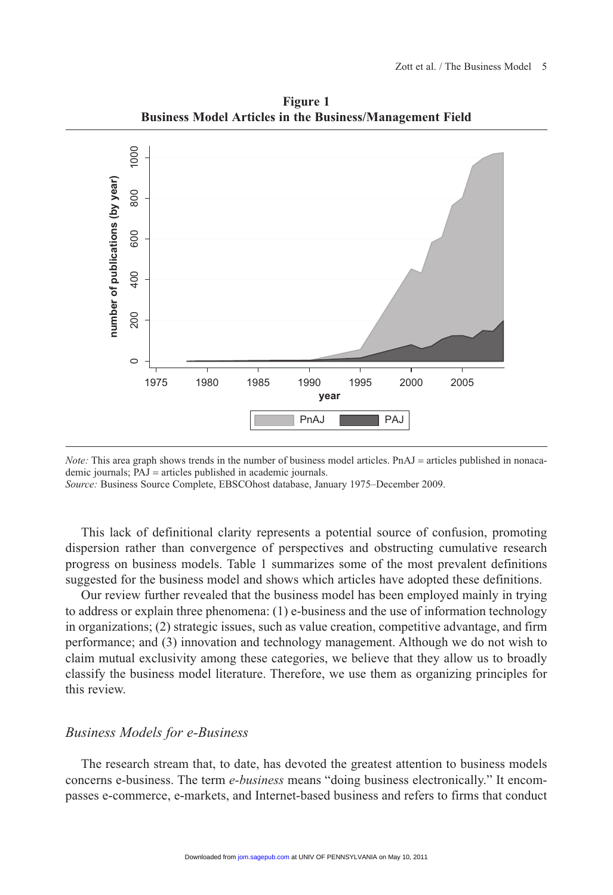**Figure 1**
**Business Model Articles in the Business/Management Field**

*Note:* This area graph shows trends in the number of business model articles. PnAJ = articles published in nonacademic journals; PAJ = articles published in academic journals.
*Source:* Business Source Complete, EBSCOhost database, January 1975–December 2009.

This lack of definitional clarity represents a potential source of confusion, promoting dispersion rather than convergence of perspectives and obstructing cumulative research progress on business models. Table 1 summarizes some of the most prevalent definitions suggested for the business model and shows which articles have adopted these definitions.

Our review further revealed that the business model has been employed mainly in trying to address or explain three phenomena: (1) e-business and the use of information technology in organizations; (2) strategic issues, such as value creation, competitive advantage, and firm performance; and (3) innovation and technology management. Although we do not wish to claim mutual exclusivity among these categories, we believe that they allow us to broadly classify the business model literature. Therefore, we use them as organizing principles for this review.

## *Business Models for e-Business*

The research stream that, to date, has devoted the greatest attention to business models concerns e-business. The term *e-business* means "doing business electronically." It encompasses e-commerce, e-markets, and Internet-based business and refers to firms that conduct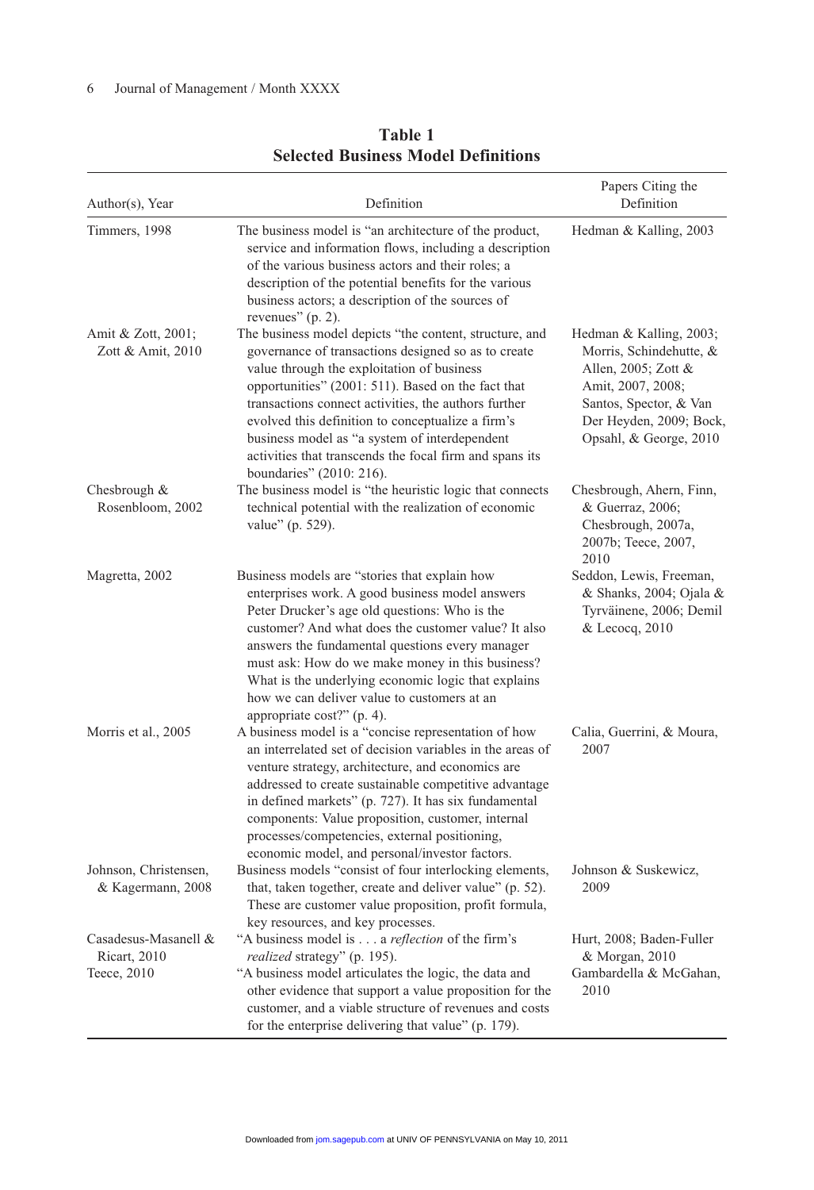**Table 1**
**Selected Business Model Definitions**

| Author(s), Year | Definition | Papers Citing the Definition |
|---|---|---|
| Timmers, 1998 | The business model is "an architecture of the product, service and information flows, including a description of the various business actors and their roles; a description of the potential benefits for the various business actors; a description of the sources of revenues" (p. 2). | Hedman & Kalling, 2003 |
| Amit & Zott, 2001; Zott & Amit, 2010 | The business model depicts "the content, structure, and governance of transactions designed so as to create value through the exploitation of business opportunities" (2001: 511). Based on the fact that transactions connect activities, the authors further evolved this definition to conceptualize a firm's business model as "a system of interdependent activities that transcends the focal firm and spans its boundaries" (2010: 216). | Hedman & Kalling, 2003; Morris, Schindehutte, & Allen, 2005; Zott & Amit, 2007, 2008; Santos, Spector, & Van Der Heyden, 2009; Bock, Opsahl, & George, 2010 |
| Chesbrough & Rosenbloom, 2002 | The business model is "the heuristic logic that connects technical potential with the realization of economic value" (p. 529). | Chesbrough, Ahern, Finn, & Guerraz, 2006; Chesbrough, 2007a, 2007b; Teece, 2007, 2010 |
| Magretta, 2002 | Business models are "stories that explain how enterprises work. A good business model answers Peter Drucker's age old questions: Who is the customer? And what does the customer value? It also answers the fundamental questions every manager must ask: How do we make money in this business? What is the underlying economic logic that explains how we can deliver value to customers at an appropriate cost?" (p. 4). | Seddon, Lewis, Freeman, & Shanks, 2004; Ojala & Tyrväinene, 2006; Demil & Lecocq, 2010 |
| Morris et al., 2005 | A business model is a "concise representation of how an interrelated set of decision variables in the areas of venture strategy, architecture, and economics are addressed to create sustainable competitive advantage in defined markets" (p. 727). It has six fundamental components: Value proposition, customer, internal processes/competencies, external positioning, economic model, and personal/investor factors. | Calia, Guerrini, & Moura, 2007 |
| Johnson, Christensen, & Kagermann, 2008 | Business models "consist of four interlocking elements, that, taken together, create and deliver value" (p. 52). These are customer value proposition, profit formula, key resources, and key processes. | Johnson & Suskewicz, 2009 |
| Casadesus-Masanell & Ricart, 2010 | "A business model is . . . a *reflection* of the firm's *realized* strategy" (p. 195). | Hurt, 2008; Baden-Fuller & Morgan, 2010 |
| Teece, 2010 | "A business model articulates the logic, the data and other evidence that support a value proposition for the customer, and a viable structure of revenues and costs for the enterprise delivering that value" (p. 179). | Gambardella & McGahan, 2010 |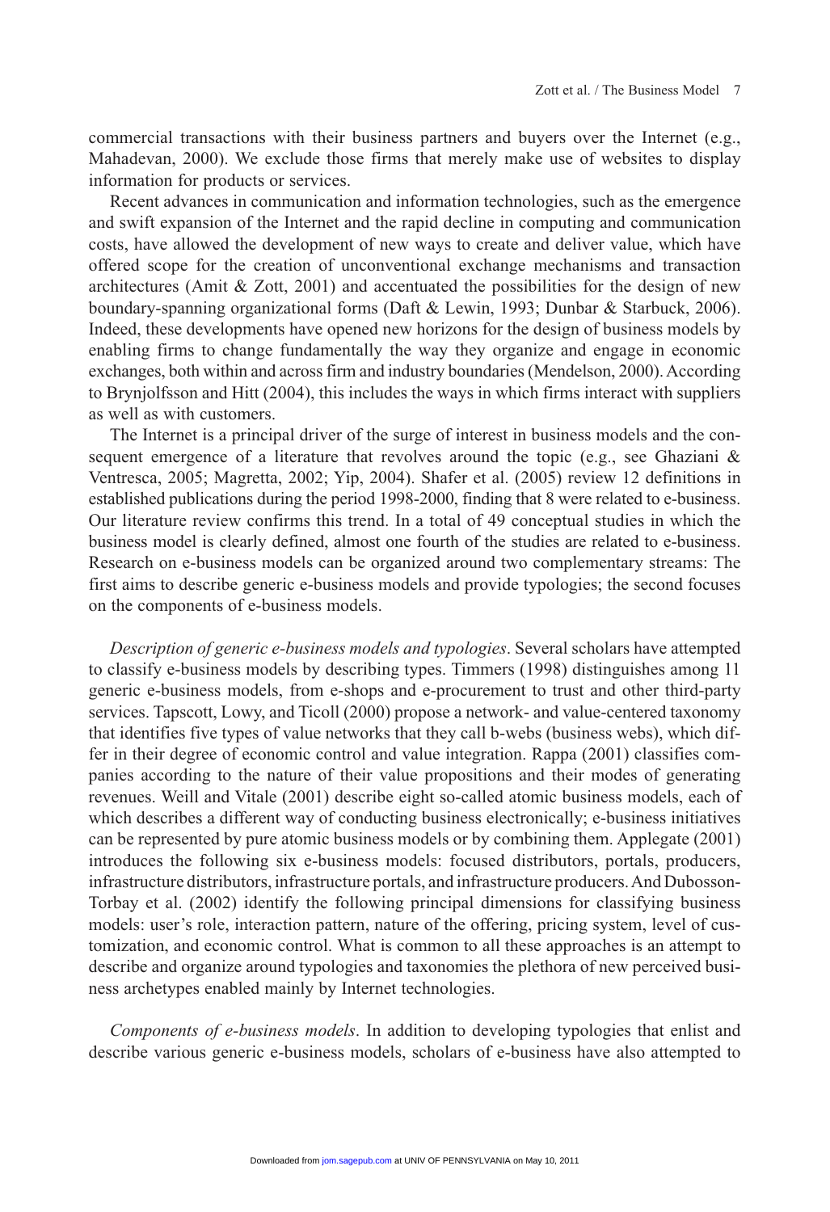commercial transactions with their business partners and buyers over the Internet (e.g., Mahadevan, 2000). We exclude those firms that merely make use of websites to display information for products or services.

Recent advances in communication and information technologies, such as the emergence and swift expansion of the Internet and the rapid decline in computing and communication costs, have allowed the development of new ways to create and deliver value, which have offered scope for the creation of unconventional exchange mechanisms and transaction architectures (Amit & Zott, 2001) and accentuated the possibilities for the design of new boundary-spanning organizational forms (Daft & Lewin, 1993; Dunbar & Starbuck, 2006). Indeed, these developments have opened new horizons for the design of business models by enabling firms to change fundamentally the way they organize and engage in economic exchanges, both within and across firm and industry boundaries (Mendelson, 2000). According to Brynjolfsson and Hitt (2004), this includes the ways in which firms interact with suppliers as well as with customers.

The Internet is a principal driver of the surge of interest in business models and the consequent emergence of a literature that revolves around the topic (e.g., see Ghaziani & Ventresca, 2005; Magretta, 2002; Yip, 2004). Shafer et al. (2005) review 12 definitions in established publications during the period 1998-2000, finding that 8 were related to e-business. Our literature review confirms this trend. In a total of 49 conceptual studies in which the business model is clearly defined, almost one fourth of the studies are related to e-business. Research on e-business models can be organized around two complementary streams: The first aims to describe generic e-business models and provide typologies; the second focuses on the components of e-business models.

*Description of generic e-business models and typologies*. Several scholars have attempted to classify e-business models by describing types. Timmers (1998) distinguishes among 11 generic e-business models, from e-shops and e-procurement to trust and other third-party services. Tapscott, Lowy, and Ticoll (2000) propose a network- and value-centered taxonomy that identifies five types of value networks that they call b-webs (business webs), which differ in their degree of economic control and value integration. Rappa (2001) classifies companies according to the nature of their value propositions and their modes of generating revenues. Weill and Vitale (2001) describe eight so-called atomic business models, each of which describes a different way of conducting business electronically; e-business initiatives can be represented by pure atomic business models or by combining them. Applegate (2001) introduces the following six e-business models: focused distributors, portals, producers, infrastructure distributors, infrastructure portals, and infrastructure producers. And Dubosson-Torbay et al. (2002) identify the following principal dimensions for classifying business models: user's role, interaction pattern, nature of the offering, pricing system, level of customization, and economic control. What is common to all these approaches is an attempt to describe and organize around typologies and taxonomies the plethora of new perceived business archetypes enabled mainly by Internet technologies.

*Components of e-business models*. In addition to developing typologies that enlist and describe various generic e-business models, scholars of e-business have also attempted to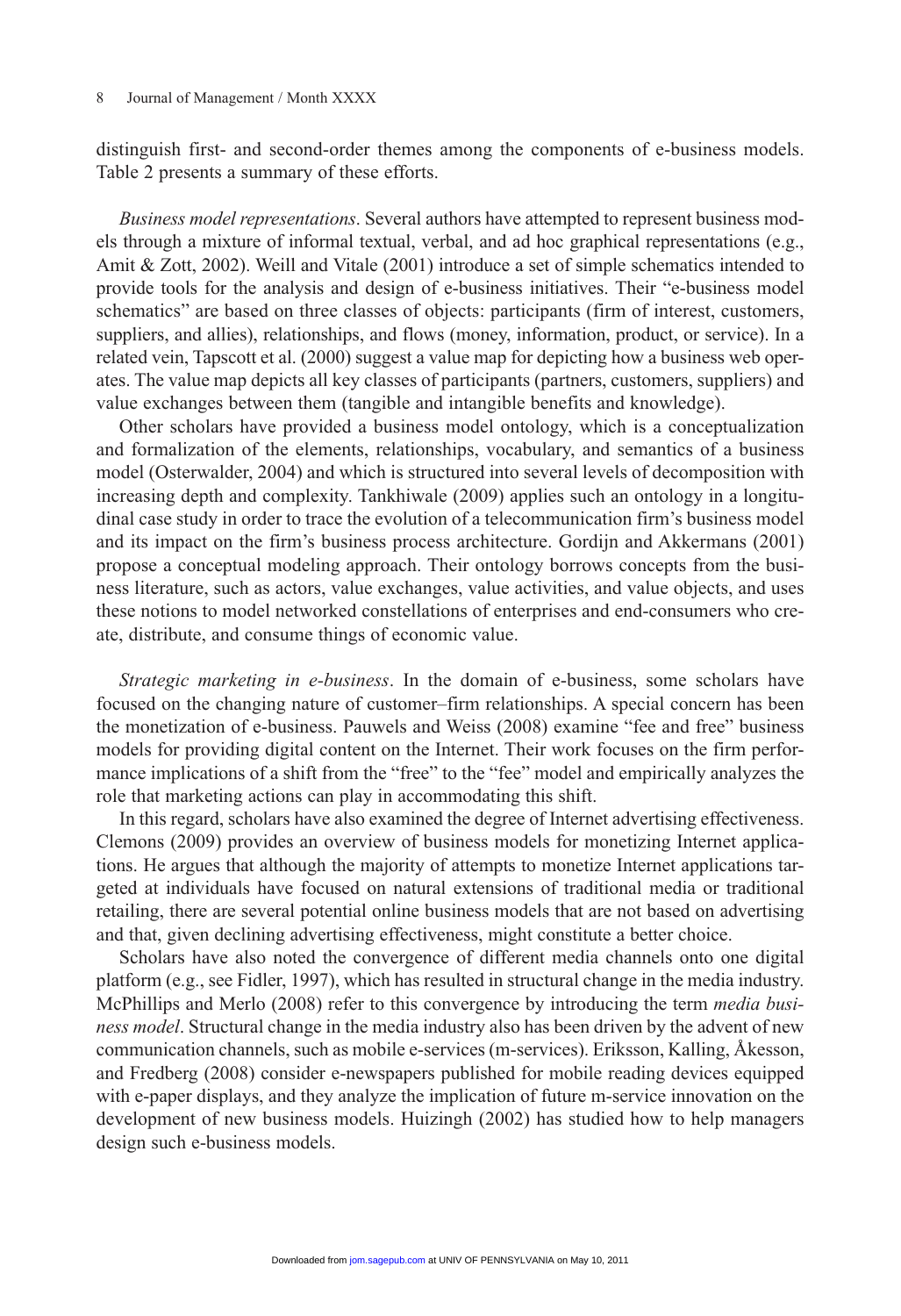distinguish first- and second-order themes among the components of e-business models. Table 2 presents a summary of these efforts.

*Business model representations*. Several authors have attempted to represent business models through a mixture of informal textual, verbal, and ad hoc graphical representations (e.g., Amit & Zott, 2002). Weill and Vitale (2001) introduce a set of simple schematics intended to provide tools for the analysis and design of e-business initiatives. Their "e-business model schematics" are based on three classes of objects: participants (firm of interest, customers, suppliers, and allies), relationships, and flows (money, information, product, or service). In a related vein, Tapscott et al. (2000) suggest a value map for depicting how a business web operates. The value map depicts all key classes of participants (partners, customers, suppliers) and value exchanges between them (tangible and intangible benefits and knowledge).

Other scholars have provided a business model ontology, which is a conceptualization and formalization of the elements, relationships, vocabulary, and semantics of a business model (Osterwalder, 2004) and which is structured into several levels of decomposition with increasing depth and complexity. Tankhiwale (2009) applies such an ontology in a longitudinal case study in order to trace the evolution of a telecommunication firm's business model and its impact on the firm's business process architecture. Gordijn and Akkermans (2001) propose a conceptual modeling approach. Their ontology borrows concepts from the business literature, such as actors, value exchanges, value activities, and value objects, and uses these notions to model networked constellations of enterprises and end-consumers who create, distribute, and consume things of economic value.

*Strategic marketing in e-business*. In the domain of e-business, some scholars have focused on the changing nature of customer–firm relationships. A special concern has been the monetization of e-business. Pauwels and Weiss (2008) examine "fee and free" business models for providing digital content on the Internet. Their work focuses on the firm performance implications of a shift from the "free" to the "fee" model and empirically analyzes the role that marketing actions can play in accommodating this shift.

In this regard, scholars have also examined the degree of Internet advertising effectiveness. Clemons (2009) provides an overview of business models for monetizing Internet applications. He argues that although the majority of attempts to monetize Internet applications targeted at individuals have focused on natural extensions of traditional media or traditional retailing, there are several potential online business models that are not based on advertising and that, given declining advertising effectiveness, might constitute a better choice.

Scholars have also noted the convergence of different media channels onto one digital platform (e.g., see Fidler, 1997), which has resulted in structural change in the media industry. McPhillips and Merlo (2008) refer to this convergence by introducing the term *media business model*. Structural change in the media industry also has been driven by the advent of new communication channels, such as mobile e-services (m-services). Eriksson, Kalling, Åkesson, and Fredberg (2008) consider e-newspapers published for mobile reading devices equipped with e-paper displays, and they analyze the implication of future m-service innovation on the development of new business models. Huizingh (2002) has studied how to help managers design such e-business models.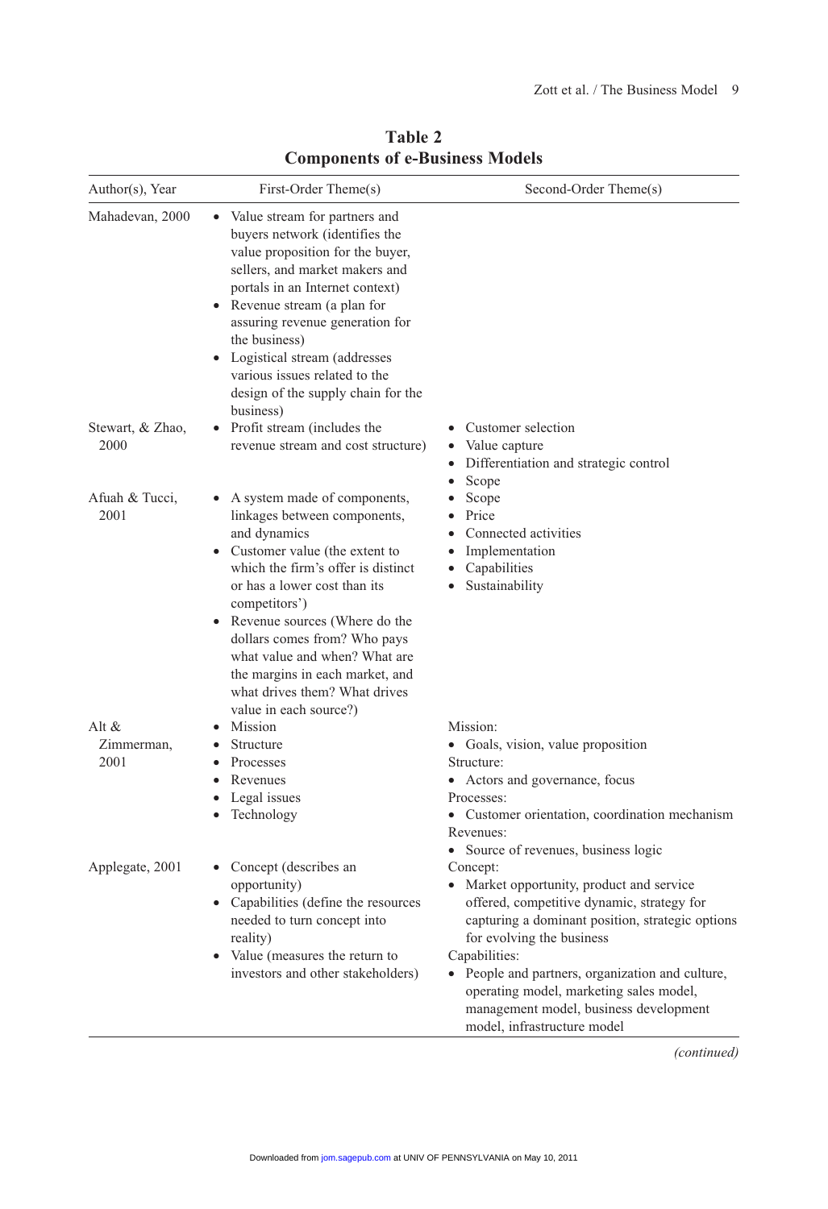**Table 2**
**Components of e-Business Models**

| Author(s), Year | First-Order Theme(s) | Second-Order Theme(s) |
|---|---|---|
| Mahadevan, 2000 | • Value stream for partners and buyers network (identifies the value proposition for the buyer, sellers, and market makers and portals in an Internet context)<br>• Revenue stream (a plan for assuring revenue generation for the business)<br>• Logistical stream (addresses various issues related to the design of the supply chain for the business) | |
| Stewart, & Zhao, 2000 | • Profit stream (includes the revenue stream and cost structure) | • Customer selection<br>• Value capture<br>• Differentiation and strategic control<br>• Scope |
| Afuah & Tucci, 2001 | • A system made of components, linkages between components, and dynamics<br>• Customer value (the extent to which the firm's offer is distinct or has a lower cost than its competitors')<br>• Revenue sources (Where do the dollars comes from? Who pays what value and when? What are the margins in each market, and what drives them? What drives value in each source?) | • Scope<br>• Price<br>• Connected activities<br>• Implementation<br>• Capabilities<br>• Sustainability |
| Alt & Zimmerman, 2001 | • Mission<br>• Structure<br>• Processes<br>• Revenues<br>• Legal issues<br>• Technology | Mission:<br>• Goals, vision, value proposition<br>Structure:<br>• Actors and governance, focus<br>Processes:<br>• Customer orientation, coordination mechanism<br>Revenues:<br>• Source of revenues, business logic |
| Applegate, 2001 | • Concept (describes an opportunity)<br>• Capabilities (define the resources needed to turn concept into reality)<br>• Value (measures the return to investors and other stakeholders) | Concept:<br>• Market opportunity, product and service offered, competitive dynamic, strategy for capturing a dominant position, strategic options for evolving the business<br>Capabilities:<br>• People and partners, organization and culture, operating model, marketing sales model, management model, business development model, infrastructure model |

*(continued)*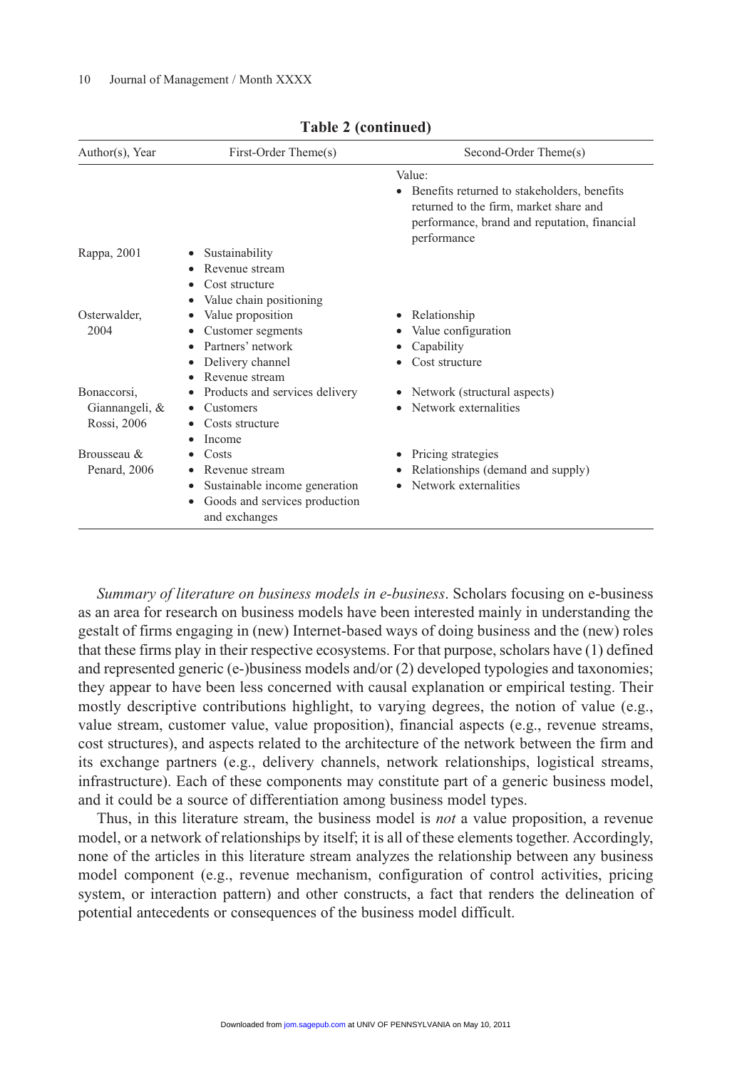**Table 2 (continued)**

| Author(s), Year | First-Order Theme(s) | Second-Order Theme(s) |
|---|---|---|
| | | Value:<br>• Benefits returned to stakeholders, benefits returned to the firm, market share and performance, brand and reputation, financial performance |
| Rappa, 2001 | • Sustainability<br>• Revenue stream<br>• Cost structure<br>• Value chain positioning | |
| Osterwalder, 2004 | • Value proposition<br>• Customer segments<br>• Partners' network<br>• Delivery channel<br>• Revenue stream | • Relationship<br>• Value configuration<br>• Capability<br>• Cost structure |
| Bonaccorsi, Giannangeli, & Rossi, 2006 | • Products and services delivery<br>• Customers<br>• Costs structure<br>• Income | • Network (structural aspects)<br>• Network externalities |
| Brousseau & Penard, 2006 | • Costs<br>• Revenue stream<br>• Sustainable income generation<br>• Goods and services production and exchanges | • Pricing strategies<br>• Relationships (demand and supply)<br>• Network externalities |

*Summary of literature on business models in e-business*. Scholars focusing on e-business as an area for research on business models have been interested mainly in understanding the gestalt of firms engaging in (new) Internet-based ways of doing business and the (new) roles that these firms play in their respective ecosystems. For that purpose, scholars have (1) defined and represented generic (e-)business models and/or (2) developed typologies and taxonomies; they appear to have been less concerned with causal explanation or empirical testing. Their mostly descriptive contributions highlight, to varying degrees, the notion of value (e.g., value stream, customer value, value proposition), financial aspects (e.g., revenue streams, cost structures), and aspects related to the architecture of the network between the firm and its exchange partners (e.g., delivery channels, network relationships, logistical streams, infrastructure). Each of these components may constitute part of a generic business model, and it could be a source of differentiation among business model types.

Thus, in this literature stream, the business model is *not* a value proposition, a revenue model, or a network of relationships by itself; it is all of these elements together. Accordingly, none of the articles in this literature stream analyzes the relationship between any business model component (e.g., revenue mechanism, configuration of control activities, pricing system, or interaction pattern) and other constructs, a fact that renders the delineation of potential antecedents or consequences of the business model difficult.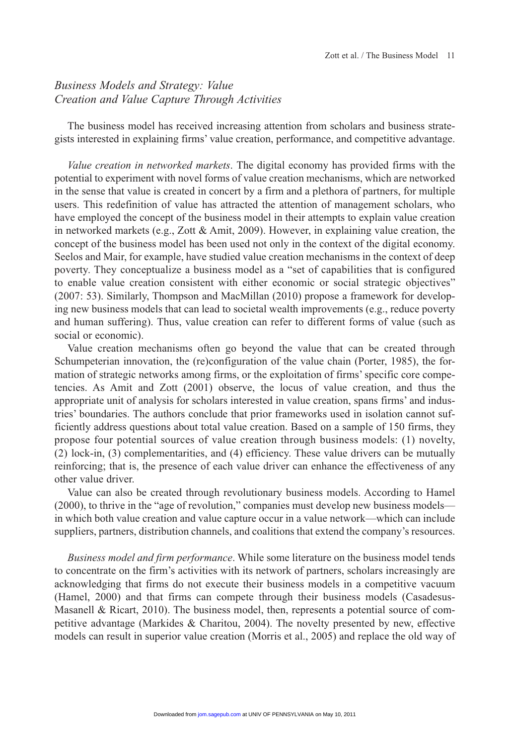## *Business Models and Strategy: Value Creation and Value Capture Through Activities*

The business model has received increasing attention from scholars and business strategists interested in explaining firms' value creation, performance, and competitive advantage.

*Value creation in networked markets*. The digital economy has provided firms with the potential to experiment with novel forms of value creation mechanisms, which are networked in the sense that value is created in concert by a firm and a plethora of partners, for multiple users. This redefinition of value has attracted the attention of management scholars, who have employed the concept of the business model in their attempts to explain value creation in networked markets (e.g., Zott & Amit, 2009). However, in explaining value creation, the concept of the business model has been used not only in the context of the digital economy. Seelos and Mair, for example, have studied value creation mechanisms in the context of deep poverty. They conceptualize a business model as a "set of capabilities that is configured to enable value creation consistent with either economic or social strategic objectives" (2007: 53). Similarly, Thompson and MacMillan (2010) propose a framework for developing new business models that can lead to societal wealth improvements (e.g., reduce poverty and human suffering). Thus, value creation can refer to different forms of value (such as social or economic).

Value creation mechanisms often go beyond the value that can be created through Schumpeterian innovation, the (re)configuration of the value chain (Porter, 1985), the formation of strategic networks among firms, or the exploitation of firms' specific core competencies. As Amit and Zott (2001) observe, the locus of value creation, and thus the appropriate unit of analysis for scholars interested in value creation, spans firms' and industries' boundaries. The authors conclude that prior frameworks used in isolation cannot sufficiently address questions about total value creation. Based on a sample of 150 firms, they propose four potential sources of value creation through business models: (1) novelty, (2) lock-in, (3) complementarities, and (4) efficiency. These value drivers can be mutually reinforcing; that is, the presence of each value driver can enhance the effectiveness of any other value driver.

Value can also be created through revolutionary business models. According to Hamel (2000), to thrive in the "age of revolution," companies must develop new business models—in which both value creation and value capture occur in a value network—which can include suppliers, partners, distribution channels, and coalitions that extend the company's resources.

*Business model and firm performance*. While some literature on the business model tends to concentrate on the firm's activities with its network of partners, scholars increasingly are acknowledging that firms do not execute their business models in a competitive vacuum (Hamel, 2000) and that firms can compete through their business models (Casadesus-Masanell & Ricart, 2010). The business model, then, represents a potential source of competitive advantage (Markides & Charitou, 2004). The novelty presented by new, effective models can result in superior value creation (Morris et al., 2005) and replace the old way of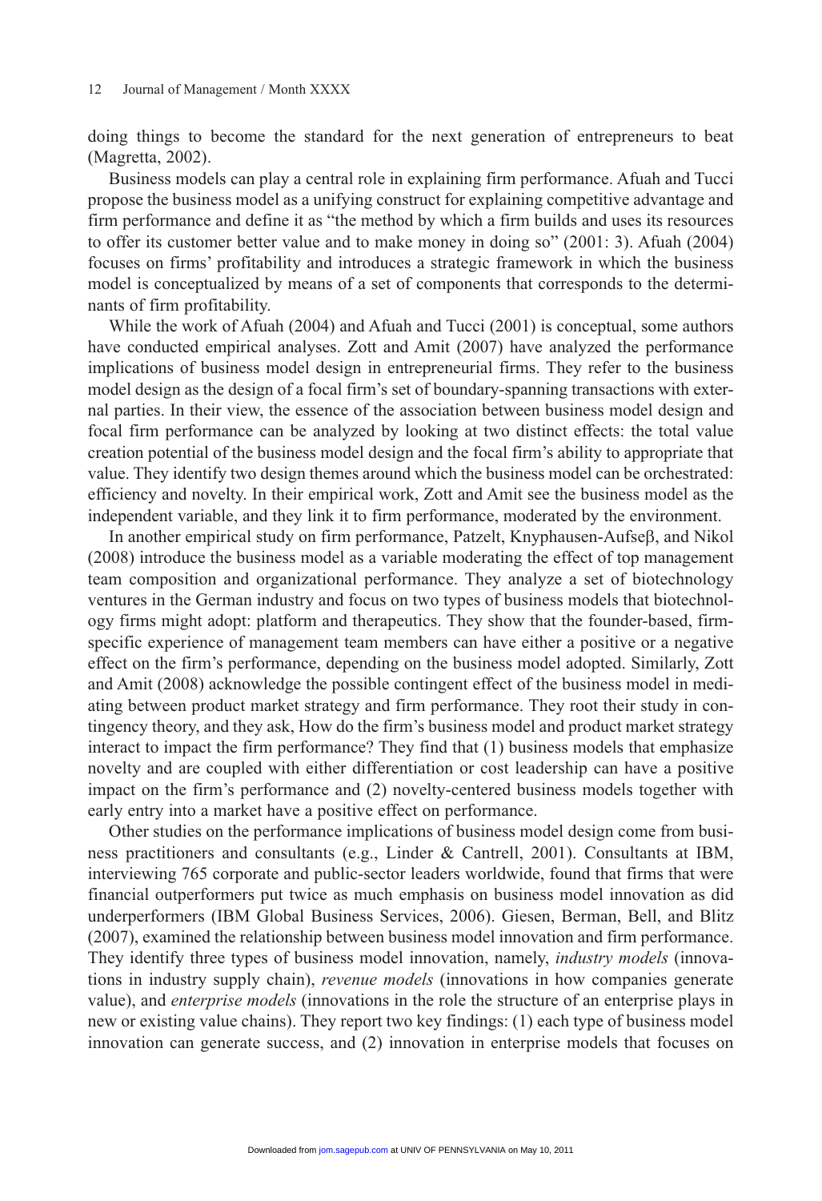doing things to become the standard for the next generation of entrepreneurs to beat (Magretta, 2002).

Business models can play a central role in explaining firm performance. Afuah and Tucci propose the business model as a unifying construct for explaining competitive advantage and firm performance and define it as "the method by which a firm builds and uses its resources to offer its customer better value and to make money in doing so" (2001: 3). Afuah (2004) focuses on firms' profitability and introduces a strategic framework in which the business model is conceptualized by means of a set of components that corresponds to the determinants of firm profitability.

While the work of Afuah (2004) and Afuah and Tucci (2001) is conceptual, some authors have conducted empirical analyses. Zott and Amit (2007) have analyzed the performance implications of business model design in entrepreneurial firms. They refer to the business model design as the design of a focal firm's set of boundary-spanning transactions with external parties. In their view, the essence of the association between business model design and focal firm performance can be analyzed by looking at two distinct effects: the total value creation potential of the business model design and the focal firm's ability to appropriate that value. They identify two design themes around which the business model can be orchestrated: efficiency and novelty. In their empirical work, Zott and Amit see the business model as the independent variable, and they link it to firm performance, moderated by the environment.

In another empirical study on firm performance, Patzelt, Knyphausen-Aufseβ, and Nikol (2008) introduce the business model as a variable moderating the effect of top management team composition and organizational performance. They analyze a set of biotechnology ventures in the German industry and focus on two types of business models that biotechnology firms might adopt: platform and therapeutics. They show that the founder-based, firm-specific experience of management team members can have either a positive or a negative effect on the firm's performance, depending on the business model adopted. Similarly, Zott and Amit (2008) acknowledge the possible contingent effect of the business model in mediating between product market strategy and firm performance. They root their study in contingency theory, and they ask, How do the firm's business model and product market strategy interact to impact the firm performance? They find that (1) business models that emphasize novelty and are coupled with either differentiation or cost leadership can have a positive impact on the firm's performance and (2) novelty-centered business models together with early entry into a market have a positive effect on performance.

Other studies on the performance implications of business model design come from business practitioners and consultants (e.g., Linder & Cantrell, 2001). Consultants at IBM, interviewing 765 corporate and public-sector leaders worldwide, found that firms that were financial outperformers put twice as much emphasis on business model innovation as did underperformers (IBM Global Business Services, 2006). Giesen, Berman, Bell, and Blitz (2007), examined the relationship between business model innovation and firm performance. They identify three types of business model innovation, namely, *industry models* (innovations in industry supply chain), *revenue models* (innovations in how companies generate value), and *enterprise models* (innovations in the role the structure of an enterprise plays in new or existing value chains). They report two key findings: (1) each type of business model innovation can generate success, and (2) innovation in enterprise models that focuses on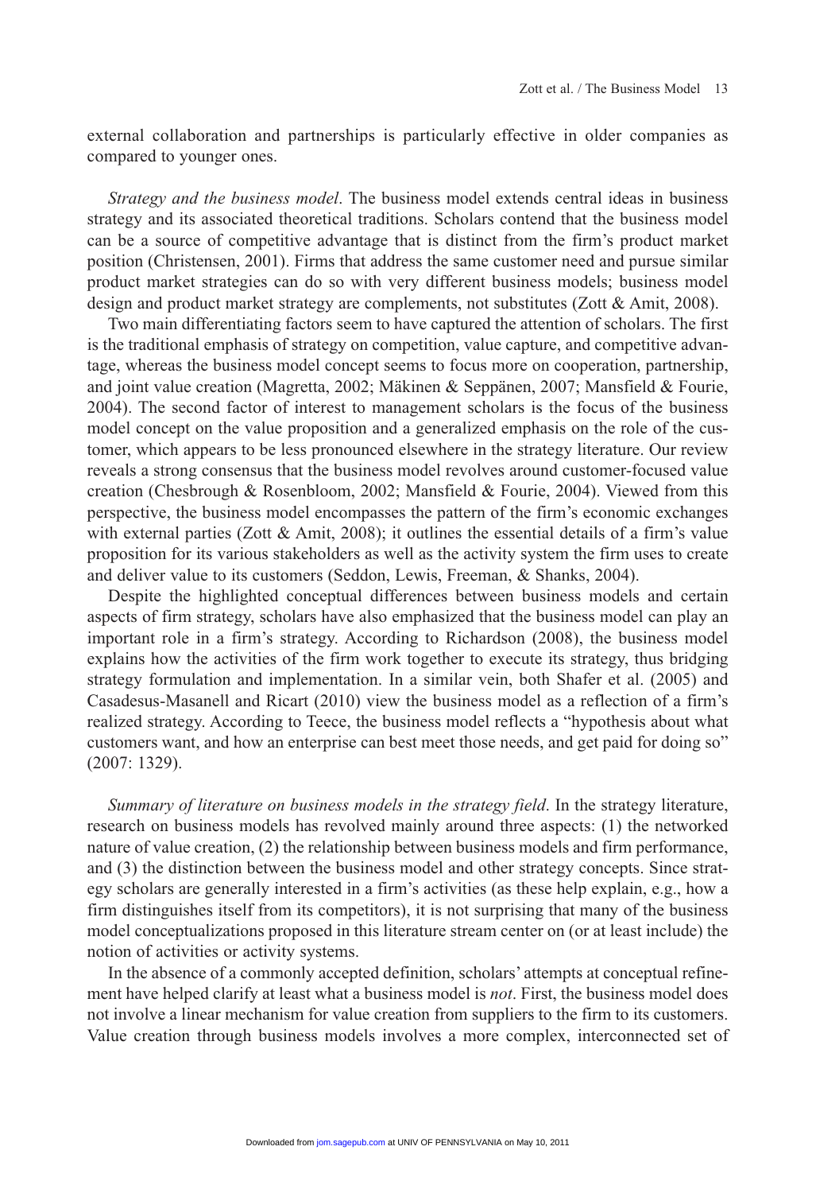external collaboration and partnerships is particularly effective in older companies as compared to younger ones.

*Strategy and the business model*. The business model extends central ideas in business strategy and its associated theoretical traditions. Scholars contend that the business model can be a source of competitive advantage that is distinct from the firm's product market position (Christensen, 2001). Firms that address the same customer need and pursue similar product market strategies can do so with very different business models; business model design and product market strategy are complements, not substitutes (Zott & Amit, 2008).

Two main differentiating factors seem to have captured the attention of scholars. The first is the traditional emphasis of strategy on competition, value capture, and competitive advantage, whereas the business model concept seems to focus more on cooperation, partnership, and joint value creation (Magretta, 2002; Mäkinen & Seppänen, 2007; Mansfield & Fourie, 2004). The second factor of interest to management scholars is the focus of the business model concept on the value proposition and a generalized emphasis on the role of the customer, which appears to be less pronounced elsewhere in the strategy literature. Our review reveals a strong consensus that the business model revolves around customer-focused value creation (Chesbrough & Rosenbloom, 2002; Mansfield & Fourie, 2004). Viewed from this perspective, the business model encompasses the pattern of the firm's economic exchanges with external parties (Zott & Amit, 2008); it outlines the essential details of a firm's value proposition for its various stakeholders as well as the activity system the firm uses to create and deliver value to its customers (Seddon, Lewis, Freeman, & Shanks, 2004).

Despite the highlighted conceptual differences between business models and certain aspects of firm strategy, scholars have also emphasized that the business model can play an important role in a firm's strategy. According to Richardson (2008), the business model explains how the activities of the firm work together to execute its strategy, thus bridging strategy formulation and implementation. In a similar vein, both Shafer et al. (2005) and Casadesus-Masanell and Ricart (2010) view the business model as a reflection of a firm's realized strategy. According to Teece, the business model reflects a "hypothesis about what customers want, and how an enterprise can best meet those needs, and get paid for doing so" (2007: 1329).

*Summary of literature on business models in the strategy field*. In the strategy literature, research on business models has revolved mainly around three aspects: (1) the networked nature of value creation, (2) the relationship between business models and firm performance, and (3) the distinction between the business model and other strategy concepts. Since strategy scholars are generally interested in a firm's activities (as these help explain, e.g., how a firm distinguishes itself from its competitors), it is not surprising that many of the business model conceptualizations proposed in this literature stream center on (or at least include) the notion of activities or activity systems.

In the absence of a commonly accepted definition, scholars' attempts at conceptual refinement have helped clarify at least what a business model is *not*. First, the business model does not involve a linear mechanism for value creation from suppliers to the firm to its customers. Value creation through business models involves a more complex, interconnected set of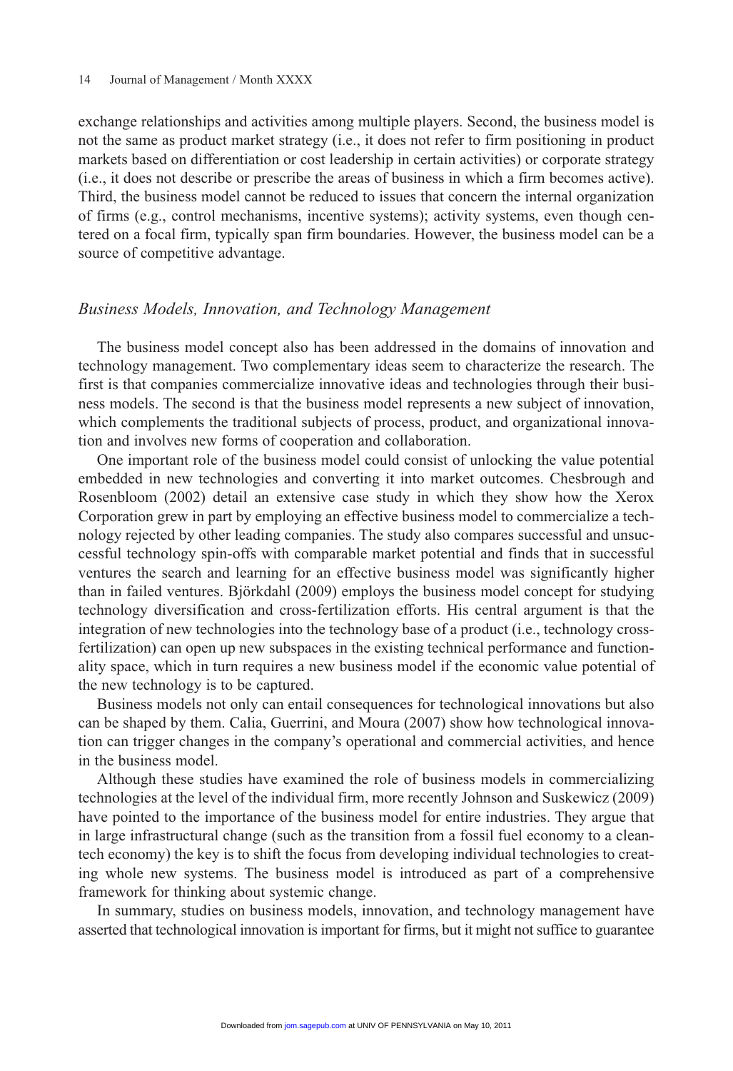exchange relationships and activities among multiple players. Second, the business model is not the same as product market strategy (i.e., it does not refer to firm positioning in product markets based on differentiation or cost leadership in certain activities) or corporate strategy (i.e., it does not describe or prescribe the areas of business in which a firm becomes active). Third, the business model cannot be reduced to issues that concern the internal organization of firms (e.g., control mechanisms, incentive systems); activity systems, even though centered on a focal firm, typically span firm boundaries. However, the business model can be a source of competitive advantage.

### *Business Models, Innovation, and Technology Management*

The business model concept also has been addressed in the domains of innovation and technology management. Two complementary ideas seem to characterize the research. The first is that companies commercialize innovative ideas and technologies through their business models. The second is that the business model represents a new subject of innovation, which complements the traditional subjects of process, product, and organizational innovation and involves new forms of cooperation and collaboration.

One important role of the business model could consist of unlocking the value potential embedded in new technologies and converting it into market outcomes. Chesbrough and Rosenbloom (2002) detail an extensive case study in which they show how the Xerox Corporation grew in part by employing an effective business model to commercialize a technology rejected by other leading companies. The study also compares successful and unsuccessful technology spin-offs with comparable market potential and finds that in successful ventures the search and learning for an effective business model was significantly higher than in failed ventures. Björkdahl (2009) employs the business model concept for studying technology diversification and cross-fertilization efforts. His central argument is that the integration of new technologies into the technology base of a product (i.e., technology cross-fertilization) can open up new subspaces in the existing technical performance and functionality space, which in turn requires a new business model if the economic value potential of the new technology is to be captured.

Business models not only can entail consequences for technological innovations but also can be shaped by them. Calia, Guerrini, and Moura (2007) show how technological innovation can trigger changes in the company's operational and commercial activities, and hence in the business model.

Although these studies have examined the role of business models in commercializing technologies at the level of the individual firm, more recently Johnson and Suskewicz (2009) have pointed to the importance of the business model for entire industries. They argue that in large infrastructural change (such as the transition from a fossil fuel economy to a cleantech economy) the key is to shift the focus from developing individual technologies to creating whole new systems. The business model is introduced as part of a comprehensive framework for thinking about systemic change.

In summary, studies on business models, innovation, and technology management have asserted that technological innovation is important for firms, but it might not suffice to guarantee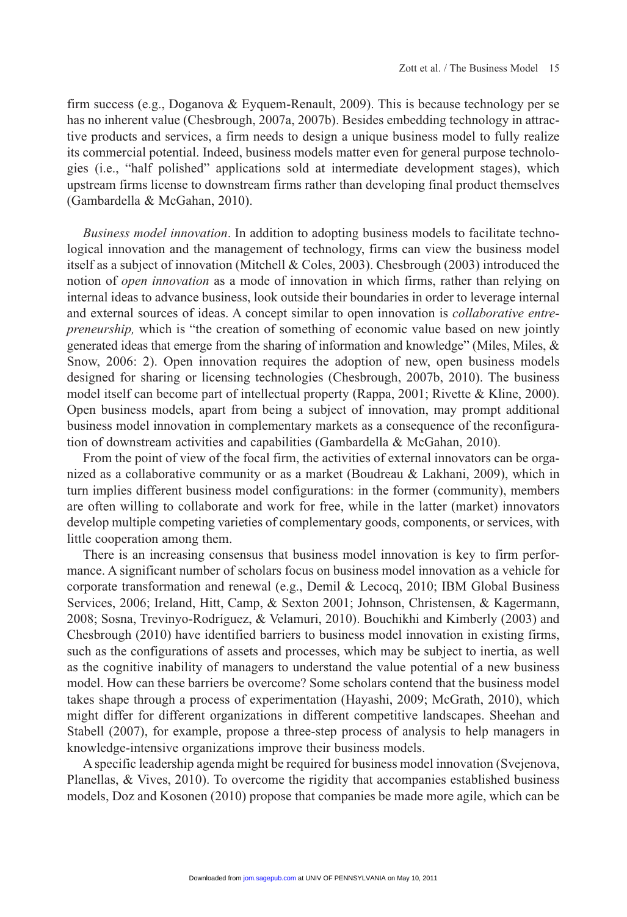firm success (e.g., Doganova & Eyquem-Renault, 2009). This is because technology per se has no inherent value (Chesbrough, 2007a, 2007b). Besides embedding technology in attractive products and services, a firm needs to design a unique business model to fully realize its commercial potential. Indeed, business models matter even for general purpose technologies (i.e., "half polished" applications sold at intermediate development stages), which upstream firms license to downstream firms rather than developing final product themselves (Gambardella & McGahan, 2010).

*Business model innovation*. In addition to adopting business models to facilitate technological innovation and the management of technology, firms can view the business model itself as a subject of innovation (Mitchell & Coles, 2003). Chesbrough (2003) introduced the notion of *open innovation* as a mode of innovation in which firms, rather than relying on internal ideas to advance business, look outside their boundaries in order to leverage internal and external sources of ideas. A concept similar to open innovation is *collaborative entrepreneurship,* which is "the creation of something of economic value based on new jointly generated ideas that emerge from the sharing of information and knowledge" (Miles, Miles, & Snow, 2006: 2). Open innovation requires the adoption of new, open business models designed for sharing or licensing technologies (Chesbrough, 2007b, 2010). The business model itself can become part of intellectual property (Rappa, 2001; Rivette & Kline, 2000). Open business models, apart from being a subject of innovation, may prompt additional business model innovation in complementary markets as a consequence of the reconfiguration of downstream activities and capabilities (Gambardella & McGahan, 2010).

From the point of view of the focal firm, the activities of external innovators can be organized as a collaborative community or as a market (Boudreau & Lakhani, 2009), which in turn implies different business model configurations: in the former (community), members are often willing to collaborate and work for free, while in the latter (market) innovators develop multiple competing varieties of complementary goods, components, or services, with little cooperation among them.

There is an increasing consensus that business model innovation is key to firm performance. A significant number of scholars focus on business model innovation as a vehicle for corporate transformation and renewal (e.g., Demil & Lecocq, 2010; IBM Global Business Services, 2006; Ireland, Hitt, Camp, & Sexton 2001; Johnson, Christensen, & Kagermann, 2008; Sosna, Trevinyo-Rodríguez, & Velamuri, 2010). Bouchikhi and Kimberly (2003) and Chesbrough (2010) have identified barriers to business model innovation in existing firms, such as the configurations of assets and processes, which may be subject to inertia, as well as the cognitive inability of managers to understand the value potential of a new business model. How can these barriers be overcome? Some scholars contend that the business model takes shape through a process of experimentation (Hayashi, 2009; McGrath, 2010), which might differ for different organizations in different competitive landscapes. Sheehan and Stabell (2007), for example, propose a three-step process of analysis to help managers in knowledge-intensive organizations improve their business models.

A specific leadership agenda might be required for business model innovation (Svejenova, Planellas, & Vives, 2010). To overcome the rigidity that accompanies established business models, Doz and Kosonen (2010) propose that companies be made more agile, which can be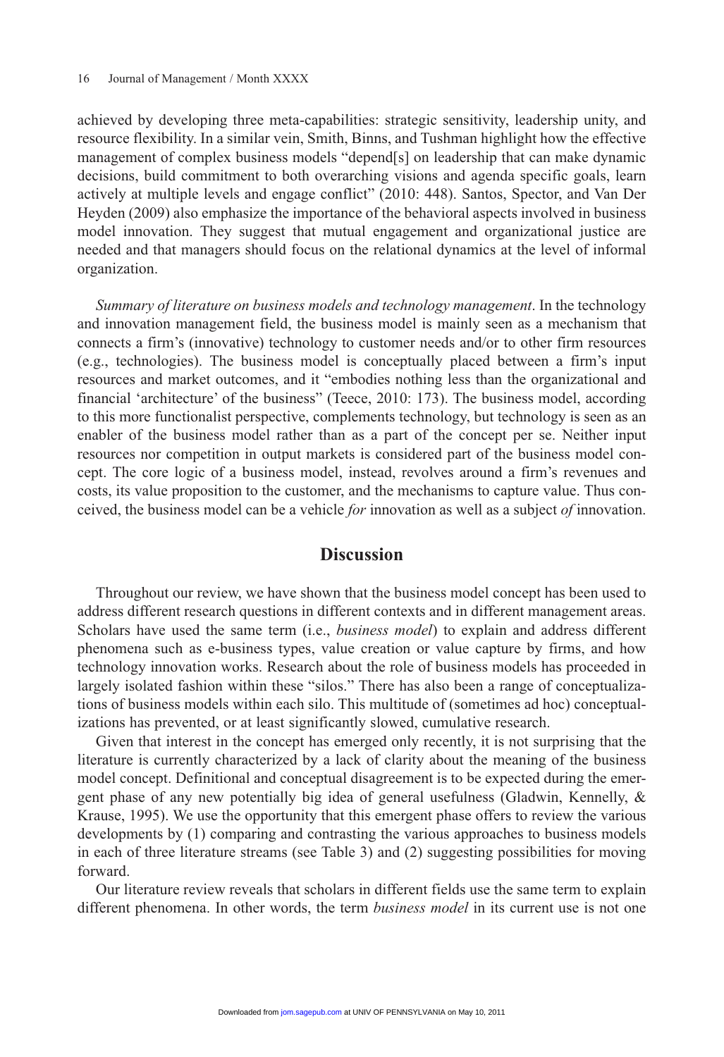achieved by developing three meta-capabilities: strategic sensitivity, leadership unity, and resource flexibility. In a similar vein, Smith, Binns, and Tushman highlight how the effective management of complex business models "depend[s] on leadership that can make dynamic decisions, build commitment to both overarching visions and agenda specific goals, learn actively at multiple levels and engage conflict" (2010: 448). Santos, Spector, and Van Der Heyden (2009) also emphasize the importance of the behavioral aspects involved in business model innovation. They suggest that mutual engagement and organizational justice are needed and that managers should focus on the relational dynamics at the level of informal organization.

*Summary of literature on business models and technology management*. In the technology and innovation management field, the business model is mainly seen as a mechanism that connects a firm's (innovative) technology to customer needs and/or to other firm resources (e.g., technologies). The business model is conceptually placed between a firm's input resources and market outcomes, and it "embodies nothing less than the organizational and financial 'architecture' of the business" (Teece, 2010: 173). The business model, according to this more functionalist perspective, complements technology, but technology is seen as an enabler of the business model rather than as a part of the concept per se. Neither input resources nor competition in output markets is considered part of the business model concept. The core logic of a business model, instead, revolves around a firm's revenues and costs, its value proposition to the customer, and the mechanisms to capture value. Thus conceived, the business model can be a vehicle *for* innovation as well as a subject *of* innovation.

## Discussion

Throughout our review, we have shown that the business model concept has been used to address different research questions in different contexts and in different management areas. Scholars have used the same term (i.e., *business model*) to explain and address different phenomena such as e-business types, value creation or value capture by firms, and how technology innovation works. Research about the role of business models has proceeded in largely isolated fashion within these "silos." There has also been a range of conceptualizations of business models within each silo. This multitude of (sometimes ad hoc) conceptualizations has prevented, or at least significantly slowed, cumulative research.

Given that interest in the concept has emerged only recently, it is not surprising that the literature is currently characterized by a lack of clarity about the meaning of the business model concept. Definitional and conceptual disagreement is to be expected during the emergent phase of any new potentially big idea of general usefulness (Gladwin, Kennelly, & Krause, 1995). We use the opportunity that this emergent phase offers to review the various developments by (1) comparing and contrasting the various approaches to business models in each of three literature streams (see Table 3) and (2) suggesting possibilities for moving forward.

Our literature review reveals that scholars in different fields use the same term to explain different phenomena. In other words, the term *business model* in its current use is not one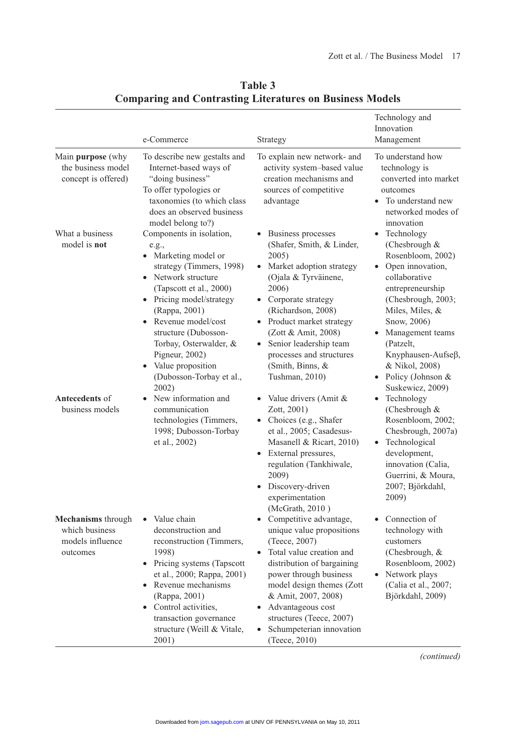**Table 3**
**Comparing and Contrasting Literatures on Business Models**

| | e-Commerce | Strategy | Technology and Innovation Management |
|---|---|---|---|
| Main **purpose** (why the business model concept is offered) | To describe new gestalts and Internet-based ways of "doing business"<br>To offer typologies or taxonomies (to which class does an observed business model belong to?) | To explain new network- and activity system–based value creation mechanisms and sources of competitive advantage | To understand how technology is converted into market outcomes<br>• To understand new networked modes of innovation |
| What a business model is **not** | Components in isolation, e.g.,<br>• Marketing model or strategy (Timmers, 1998)<br>• Network structure (Tapscott et al., 2000)<br>• Pricing model/strategy (Rappa, 2001)<br>• Revenue model/cost structure (Dubosson-Torbay, Osterwalder, & Pigneur, 2002)<br>• Value proposition (Dubosson-Torbay et al., 2002) | • Business processes (Shafer, Smith, & Linder, 2005)<br>• Market adoption strategy (Ojala & Tyrväinene, 2006)<br>• Corporate strategy (Richardson, 2008)<br>• Product market strategy (Zott & Amit, 2008)<br>• Senior leadership team processes and structures (Smith, Binns, & Tushman, 2010) | • Technology (Chesbrough & Rosenbloom, 2002)<br>• Open innovation, collaborative entrepreneurship (Chesbrough, 2003; Miles, Miles, & Snow, 2006)<br>• Management teams (Patzelt, Knyphausen-Aufseβ, & Nikol, 2008)<br>• Policy (Johnson & Suskewicz, 2009) |
| **Antecedents** of business models | • New information and communication technologies (Timmers, 1998; Dubosson-Torbay et al., 2002) | • Value drivers (Amit & Zott, 2001)<br>• Choices (e.g., Shafer et al., 2005; Casadesus-Masanell & Ricart, 2010)<br>• External pressures, regulation (Tankhiwale, 2009)<br>• Discovery-driven experimentation (McGrath, 2010 ) | • Technology (Chesbrough & Rosenbloom, 2002; Chesbrough, 2007a)<br>• Technological development, innovation (Calia, Guerrini, & Moura, 2007; Björkdahl, 2009) |
| **Mechanisms** through which business models influence outcomes | • Value chain deconstruction and reconstruction (Timmers, 1998)<br>• Pricing systems (Tapscott et al., 2000; Rappa, 2001)<br>• Revenue mechanisms (Rappa, 2001)<br>• Control activities, transaction governance structure (Weill & Vitale, 2001) | • Competitive advantage, unique value propositions (Teece, 2007)<br>• Total value creation and distribution of bargaining power through business model design themes (Zott & Amit, 2007, 2008)<br>• Advantageous cost structures (Teece, 2007)<br>• Schumpeterian innovation (Teece, 2010) | • Connection of technology with customers (Chesbrough, & Rosenbloom, 2002)<br>• Network plays (Calia et al., 2007; Björkdahl, 2009) |

*(continued)*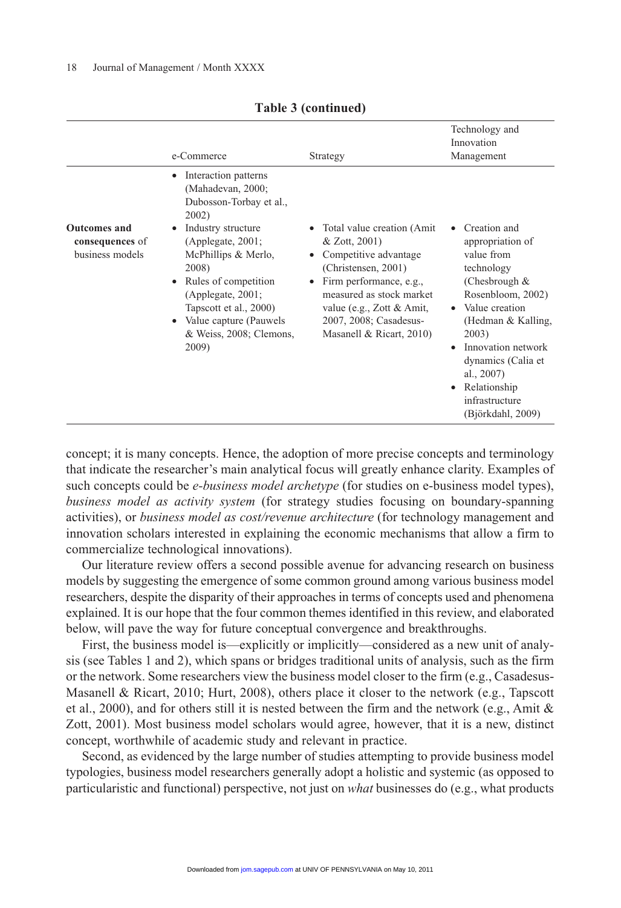**Table 3 (continued)**

| | e-Commerce | Strategy | Technology and Innovation Management |
|---|---|---|---|
| | • Interaction patterns (Mahadevan, 2000; Dubosson-Torbay et al., 2002) | | |
| **Outcomes and consequences** of business models | • Industry structure (Applegate, 2001; McPhillips & Merlo, 2008)<br>• Rules of competition (Applegate, 2001; Tapscott et al., 2000)<br>• Value capture (Pauwels & Weiss, 2008; Clemons, 2009) | • Total value creation (Amit & Zott, 2001)<br>• Competitive advantage (Christensen, 2001)<br>• Firm performance, e.g., measured as stock market value (e.g., Zott & Amit, 2007, 2008; Casadesus-Masanell & Ricart, 2010) | • Creation and appropriation of value from technology (Chesbrough & Rosenbloom, 2002)<br>• Value creation (Hedman & Kalling, 2003)<br>• Innovation network dynamics (Calia et al., 2007)<br>• Relationship infrastructure (Björkdahl, 2009) |

concept; it is many concepts. Hence, the adoption of more precise concepts and terminology that indicate the researcher's main analytical focus will greatly enhance clarity. Examples of such concepts could be *e-business model archetype* (for studies on e-business model types), *business model as activity system* (for strategy studies focusing on boundary-spanning activities), or *business model as cost/revenue architecture* (for technology management and innovation scholars interested in explaining the economic mechanisms that allow a firm to commercialize technological innovations).

Our literature review offers a second possible avenue for advancing research on business models by suggesting the emergence of some common ground among various business model researchers, despite the disparity of their approaches in terms of concepts used and phenomena explained. It is our hope that the four common themes identified in this review, and elaborated below, will pave the way for future conceptual convergence and breakthroughs.

First, the business model is—explicitly or implicitly—considered as a new unit of analysis (see Tables 1 and 2), which spans or bridges traditional units of analysis, such as the firm or the network. Some researchers view the business model closer to the firm (e.g., Casadesus-Masanell & Ricart, 2010; Hurt, 2008), others place it closer to the network (e.g., Tapscott et al., 2000), and for others still it is nested between the firm and the network (e.g., Amit & Zott, 2001). Most business model scholars would agree, however, that it is a new, distinct concept, worthwhile of academic study and relevant in practice.

Second, as evidenced by the large number of studies attempting to provide business model typologies, business model researchers generally adopt a holistic and systemic (as opposed to particularistic and functional) perspective, not just on *what* businesses do (e.g., what products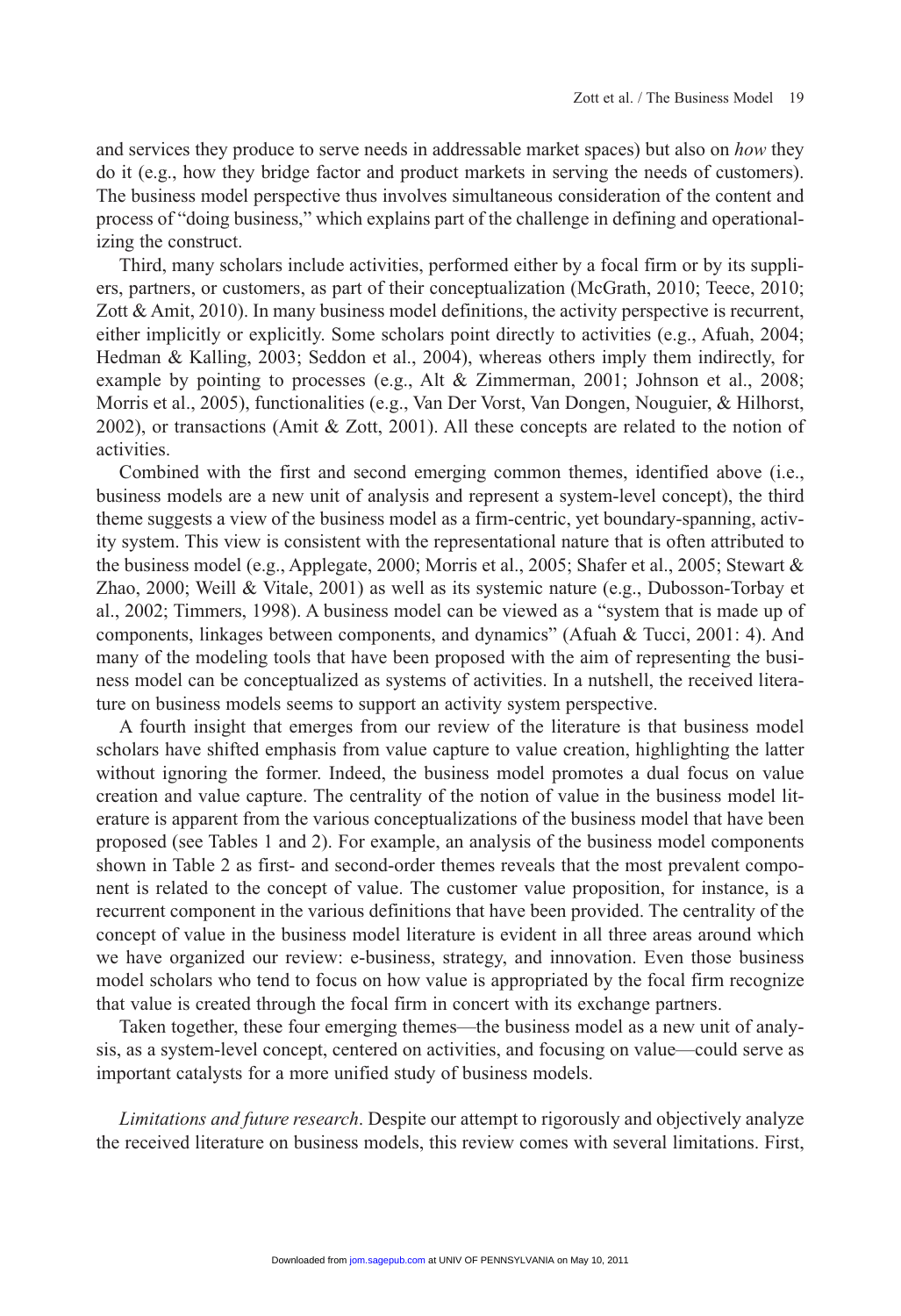and services they produce to serve needs in addressable market spaces) but also on *how* they do it (e.g., how they bridge factor and product markets in serving the needs of customers). The business model perspective thus involves simultaneous consideration of the content and process of "doing business," which explains part of the challenge in defining and operationalizing the construct.

Third, many scholars include activities, performed either by a focal firm or by its suppliers, partners, or customers, as part of their conceptualization (McGrath, 2010; Teece, 2010; Zott & Amit, 2010). In many business model definitions, the activity perspective is recurrent, either implicitly or explicitly. Some scholars point directly to activities (e.g., Afuah, 2004; Hedman & Kalling, 2003; Seddon et al., 2004), whereas others imply them indirectly, for example by pointing to processes (e.g., Alt & Zimmerman, 2001; Johnson et al., 2008; Morris et al., 2005), functionalities (e.g., Van Der Vorst, Van Dongen, Nouguier, & Hilhorst, 2002), or transactions (Amit & Zott, 2001). All these concepts are related to the notion of activities.

Combined with the first and second emerging common themes, identified above (i.e., business models are a new unit of analysis and represent a system-level concept), the third theme suggests a view of the business model as a firm-centric, yet boundary-spanning, activity system. This view is consistent with the representational nature that is often attributed to the business model (e.g., Applegate, 2000; Morris et al., 2005; Shafer et al., 2005; Stewart & Zhao, 2000; Weill & Vitale, 2001) as well as its systemic nature (e.g., Dubosson-Torbay et al., 2002; Timmers, 1998). A business model can be viewed as a "system that is made up of components, linkages between components, and dynamics" (Afuah & Tucci, 2001: 4). And many of the modeling tools that have been proposed with the aim of representing the business model can be conceptualized as systems of activities. In a nutshell, the received literature on business models seems to support an activity system perspective.

A fourth insight that emerges from our review of the literature is that business model scholars have shifted emphasis from value capture to value creation, highlighting the latter without ignoring the former. Indeed, the business model promotes a dual focus on value creation and value capture. The centrality of the notion of value in the business model literature is apparent from the various conceptualizations of the business model that have been proposed (see Tables 1 and 2). For example, an analysis of the business model components shown in Table 2 as first- and second-order themes reveals that the most prevalent component is related to the concept of value. The customer value proposition, for instance, is a recurrent component in the various definitions that have been provided. The centrality of the concept of value in the business model literature is evident in all three areas around which we have organized our review: e-business, strategy, and innovation. Even those business model scholars who tend to focus on how value is appropriated by the focal firm recognize that value is created through the focal firm in concert with its exchange partners.

Taken together, these four emerging themes—the business model as a new unit of analysis, as a system-level concept, centered on activities, and focusing on value—could serve as important catalysts for a more unified study of business models.

*Limitations and future research*. Despite our attempt to rigorously and objectively analyze the received literature on business models, this review comes with several limitations. First,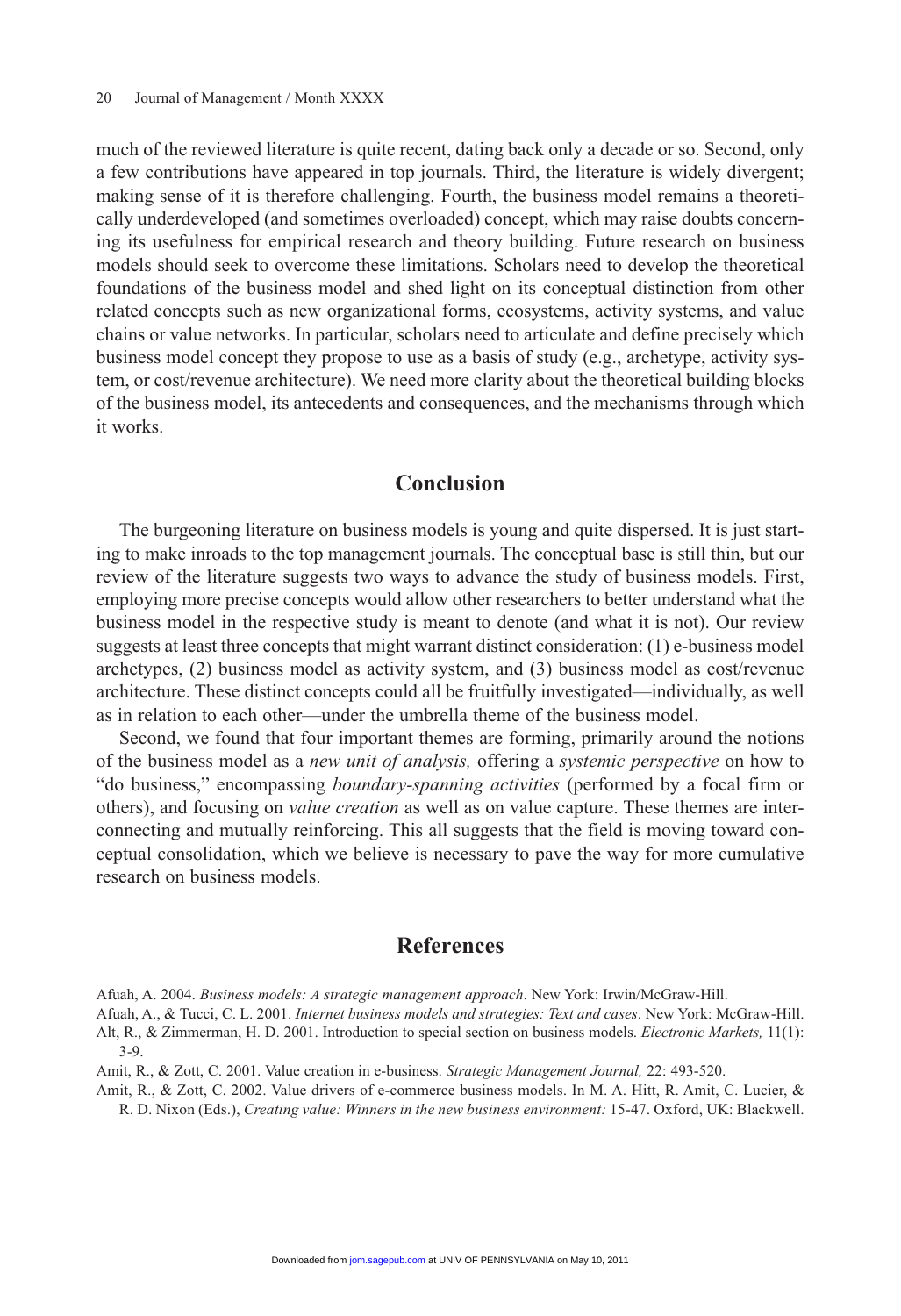much of the reviewed literature is quite recent, dating back only a decade or so. Second, only a few contributions have appeared in top journals. Third, the literature is widely divergent; making sense of it is therefore challenging. Fourth, the business model remains a theoretically underdeveloped (and sometimes overloaded) concept, which may raise doubts concerning its usefulness for empirical research and theory building. Future research on business models should seek to overcome these limitations. Scholars need to develop the theoretical foundations of the business model and shed light on its conceptual distinction from other related concepts such as new organizational forms, ecosystems, activity systems, and value chains or value networks. In particular, scholars need to articulate and define precisely which business model concept they propose to use as a basis of study (e.g., archetype, activity system, or cost/revenue architecture). We need more clarity about the theoretical building blocks of the business model, its antecedents and consequences, and the mechanisms through which it works.

## Conclusion

The burgeoning literature on business models is young and quite dispersed. It is just starting to make inroads to the top management journals. The conceptual base is still thin, but our review of the literature suggests two ways to advance the study of business models. First, employing more precise concepts would allow other researchers to better understand what the business model in the respective study is meant to denote (and what it is not). Our review suggests at least three concepts that might warrant distinct consideration: (1) e-business model archetypes, (2) business model as activity system, and (3) business model as cost/revenue architecture. These distinct concepts could all be fruitfully investigated—individually, as well as in relation to each other—under the umbrella theme of the business model.

Second, we found that four important themes are forming, primarily around the notions of the business model as a *new unit of analysis,* offering a *systemic perspective* on how to "do business," encompassing *boundary-spanning activities* (performed by a focal firm or others), and focusing on *value creation* as well as on value capture. These themes are interconnecting and mutually reinforcing. This all suggests that the field is moving toward conceptual consolidation, which we believe is necessary to pave the way for more cumulative research on business models.

## References

Afuah, A. 2004. *Business models: A strategic management approach*. New York: Irwin/McGraw-Hill.

Afuah, A., & Tucci, C. L. 2001. *Internet business models and strategies: Text and cases*. New York: McGraw-Hill.

Alt, R., & Zimmerman, H. D. 2001. Introduction to special section on business models. *Electronic Markets,* 11(1): 3-9.

Amit, R., & Zott, C. 2001. Value creation in e-business. *Strategic Management Journal,* 22: 493-520.

Amit, R., & Zott, C. 2002. Value drivers of e-commerce business models. In M. A. Hitt, R. Amit, C. Lucier, & R. D. Nixon (Eds.), *Creating value: Winners in the new business environment:* 15-47. Oxford, UK: Blackwell.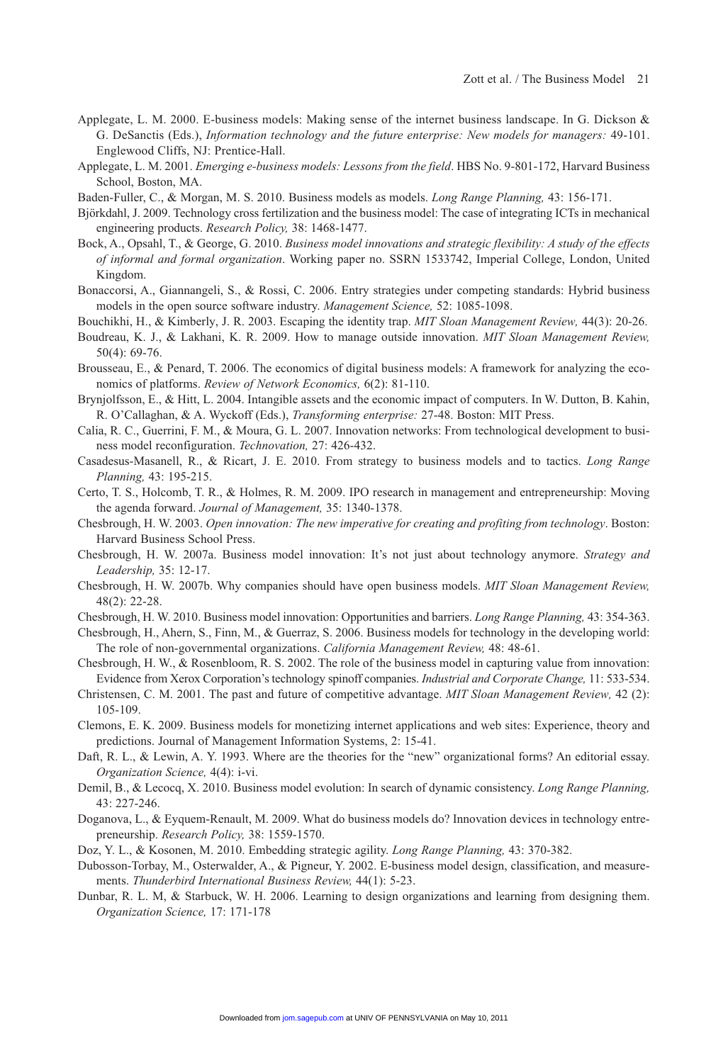Applegate, L. M. 2000. E-business models: Making sense of the internet business landscape. In G. Dickson & G. DeSanctis (Eds.), *Information technology and the future enterprise: New models for managers:* 49-101. Englewood Cliffs, NJ: Prentice-Hall.

Applegate, L. M. 2001. *Emerging e-business models: Lessons from the field*. HBS No. 9-801-172, Harvard Business School, Boston, MA.

Baden-Fuller, C., & Morgan, M. S. 2010. Business models as models. *Long Range Planning,* 43: 156-171.

Björkdahl, J. 2009. Technology cross fertilization and the business model: The case of integrating ICTs in mechanical engineering products. *Research Policy,* 38: 1468-1477.

Bock, A., Opsahl, T., & George, G. 2010. *Business model innovations and strategic flexibility: A study of the effects of informal and formal organization*. Working paper no. SSRN 1533742, Imperial College, London, United Kingdom.

Bonaccorsi, A., Giannangeli, S., & Rossi, C. 2006. Entry strategies under competing standards: Hybrid business models in the open source software industry. *Management Science,* 52: 1085-1098.

Bouchikhi, H., & Kimberly, J. R. 2003. Escaping the identity trap. *MIT Sloan Management Review,* 44(3): 20-26.

Boudreau, K. J., & Lakhani, K. R. 2009. How to manage outside innovation. *MIT Sloan Management Review,* 50(4): 69-76.

Brousseau, E., & Penard, T. 2006. The economics of digital business models: A framework for analyzing the economics of platforms. *Review of Network Economics,* 6(2): 81-110.

Brynjolfsson, E., & Hitt, L. 2004. Intangible assets and the economic impact of computers. In W. Dutton, B. Kahin, R. O'Callaghan, & A. Wyckoff (Eds.), *Transforming enterprise:* 27-48. Boston: MIT Press.

Calia, R. C., Guerrini, F. M., & Moura, G. L. 2007. Innovation networks: From technological development to business model reconfiguration. *Technovation,* 27: 426-432.

Casadesus-Masanell, R., & Ricart, J. E. 2010. From strategy to business models and to tactics. *Long Range Planning,* 43: 195-215.

Certo, T. S., Holcomb, T. R., & Holmes, R. M. 2009. IPO research in management and entrepreneurship: Moving the agenda forward. *Journal of Management,* 35: 1340-1378.

Chesbrough, H. W. 2003. *Open innovation: The new imperative for creating and profiting from technology*. Boston: Harvard Business School Press.

Chesbrough, H. W. 2007a. Business model innovation: It's not just about technology anymore. *Strategy and Leadership,* 35: 12-17.

Chesbrough, H. W. 2007b. Why companies should have open business models. *MIT Sloan Management Review,* 48(2): 22-28.

Chesbrough, H. W. 2010. Business model innovation: Opportunities and barriers. *Long Range Planning,* 43: 354-363.

Chesbrough, H., Ahern, S., Finn, M., & Guerraz, S. 2006. Business models for technology in the developing world: The role of non-governmental organizations. *California Management Review,* 48: 48-61.

Chesbrough, H. W., & Rosenbloom, R. S. 2002. The role of the business model in capturing value from innovation: Evidence from Xerox Corporation's technology spinoff companies. *Industrial and Corporate Change,* 11: 533-534.

Christensen, C. M. 2001. The past and future of competitive advantage. *MIT Sloan Management Review,* 42 (2): 105-109.

Clemons, E. K. 2009. Business models for monetizing internet applications and web sites: Experience, theory and predictions. Journal of Management Information Systems, 2: 15-41.

Daft, R. L., & Lewin, A. Y. 1993. Where are the theories for the "new" organizational forms? An editorial essay. *Organization Science,* 4(4): i-vi.

Demil, B., & Lecocq, X. 2010. Business model evolution: In search of dynamic consistency. *Long Range Planning,* 43: 227-246.

Doganova, L., & Eyquem-Renault, M. 2009. What do business models do? Innovation devices in technology entrepreneurship. *Research Policy,* 38: 1559-1570.

Doz, Y. L., & Kosonen, M. 2010. Embedding strategic agility. *Long Range Planning,* 43: 370-382.

Dubosson-Torbay, M., Osterwalder, A., & Pigneur, Y. 2002. E-business model design, classification, and measurements. *Thunderbird International Business Review,* 44(1): 5-23.

Dunbar, R. L. M, & Starbuck, W. H. 2006. Learning to design organizations and learning from designing them. *Organization Science,* 17: 171-178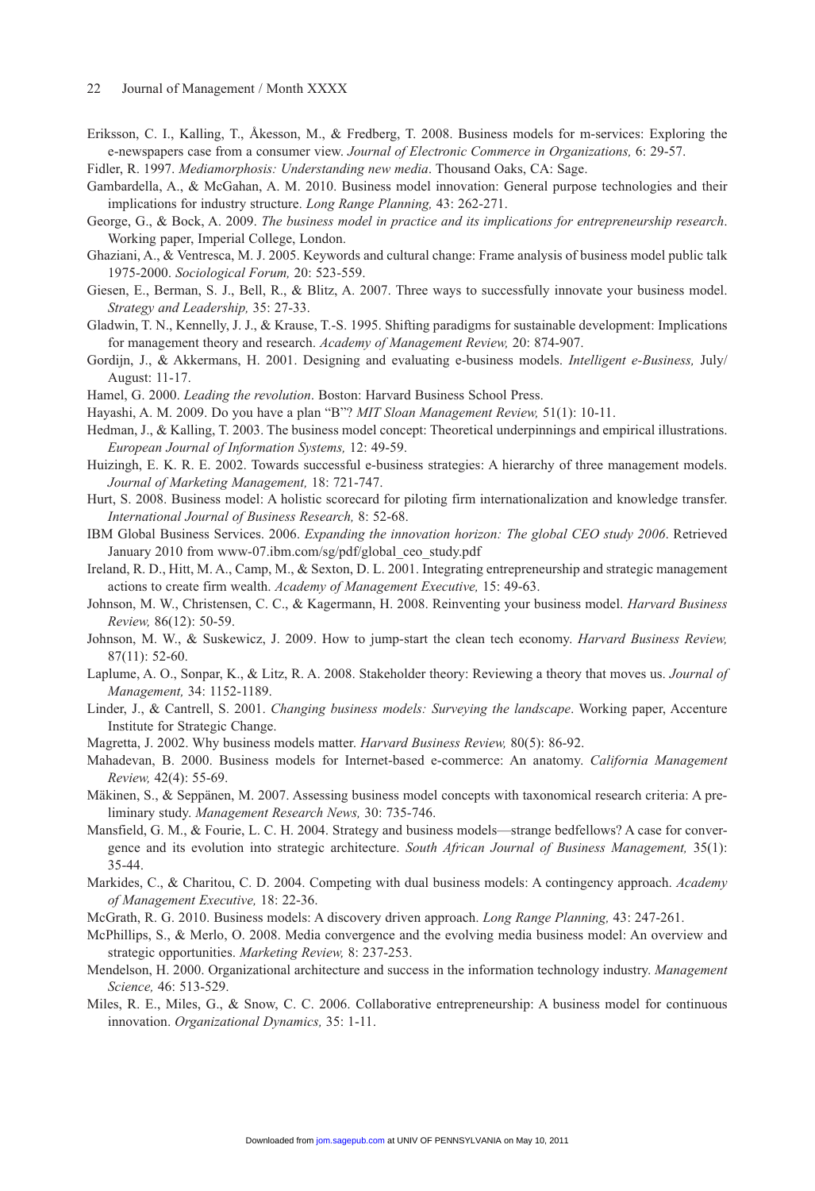Eriksson, C. I., Kalling, T., Åkesson, M., & Fredberg, T. 2008. Business models for m-services: Exploring the e-newspapers case from a consumer view. *Journal of Electronic Commerce in Organizations,* 6: 29-57.

Fidler, R. 1997. *Mediamorphosis: Understanding new media*. Thousand Oaks, CA: Sage.

Gambardella, A., & McGahan, A. M. 2010. Business model innovation: General purpose technologies and their implications for industry structure. *Long Range Planning,* 43: 262-271.

George, G., & Bock, A. 2009. *The business model in practice and its implications for entrepreneurship research*. Working paper, Imperial College, London.

Ghaziani, A., & Ventresca, M. J. 2005. Keywords and cultural change: Frame analysis of business model public talk 1975-2000. *Sociological Forum,* 20: 523-559.

Giesen, E., Berman, S. J., Bell, R., & Blitz, A. 2007. Three ways to successfully innovate your business model. *Strategy and Leadership,* 35: 27-33.

Gladwin, T. N., Kennelly, J. J., & Krause, T.-S. 1995. Shifting paradigms for sustainable development: Implications for management theory and research. *Academy of Management Review,* 20: 874-907.

Gordijn, J., & Akkermans, H. 2001. Designing and evaluating e-business models. *Intelligent e-Business,* July/August: 11-17.

Hamel, G. 2000. *Leading the revolution*. Boston: Harvard Business School Press.

Hayashi, A. M. 2009. Do you have a plan "B"? *MIT Sloan Management Review,* 51(1): 10-11.

Hedman, J., & Kalling, T. 2003. The business model concept: Theoretical underpinnings and empirical illustrations. *European Journal of Information Systems,* 12: 49-59.

Huizingh, E. K. R. E. 2002. Towards successful e-business strategies: A hierarchy of three management models. *Journal of Marketing Management,* 18: 721-747.

Hurt, S. 2008. Business model: A holistic scorecard for piloting firm internationalization and knowledge transfer. *International Journal of Business Research,* 8: 52-68.

IBM Global Business Services. 2006. *Expanding the innovation horizon: The global CEO study 2006*. Retrieved January 2010 from www-07.ibm.com/sg/pdf/global_ceo_study.pdf

Ireland, R. D., Hitt, M. A., Camp, M., & Sexton, D. L. 2001. Integrating entrepreneurship and strategic management actions to create firm wealth. *Academy of Management Executive,* 15: 49-63.

Johnson, M. W., Christensen, C. C., & Kagermann, H. 2008. Reinventing your business model. *Harvard Business Review,* 86(12): 50-59.

Johnson, M. W., & Suskewicz, J. 2009. How to jump-start the clean tech economy. *Harvard Business Review,* 87(11): 52-60.

Laplume, A. O., Sonpar, K., & Litz, R. A. 2008. Stakeholder theory: Reviewing a theory that moves us. *Journal of Management,* 34: 1152-1189.

Linder, J., & Cantrell, S. 2001. *Changing business models: Surveying the landscape*. Working paper, Accenture Institute for Strategic Change.

Magretta, J. 2002. Why business models matter. *Harvard Business Review,* 80(5): 86-92.

Mahadevan, B. 2000. Business models for Internet-based e-commerce: An anatomy. *California Management Review,* 42(4): 55-69.

Mäkinen, S., & Seppänen, M. 2007. Assessing business model concepts with taxonomical research criteria: A preliminary study. *Management Research News,* 30: 735-746.

Mansfield, G. M., & Fourie, L. C. H. 2004. Strategy and business models—strange bedfellows? A case for convergence and its evolution into strategic architecture. *South African Journal of Business Management,* 35(1): 35-44.

Markides, C., & Charitou, C. D. 2004. Competing with dual business models: A contingency approach. *Academy of Management Executive,* 18: 22-36.

McGrath, R. G. 2010. Business models: A discovery driven approach. *Long Range Planning,* 43: 247-261.

McPhillips, S., & Merlo, O. 2008. Media convergence and the evolving media business model: An overview and strategic opportunities. *Marketing Review,* 8: 237-253.

Mendelson, H. 2000. Organizational architecture and success in the information technology industry. *Management Science,* 46: 513-529.

Miles, R. E., Miles, G., & Snow, C. C. 2006. Collaborative entrepreneurship: A business model for continuous innovation. *Organizational Dynamics,* 35: 1-11.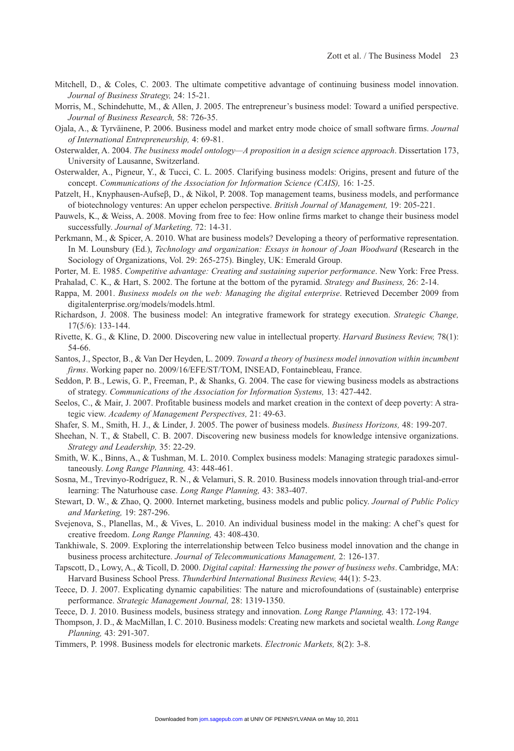Mitchell, D., & Coles, C. 2003. The ultimate competitive advantage of continuing business model innovation. *Journal of Business Strategy,* 24: 15-21.

Morris, M., Schindehutte, M., & Allen, J. 2005. The entrepreneur's business model: Toward a unified perspective. *Journal of Business Research,* 58: 726-35.

Ojala, A., & Tyrväinene, P. 2006. Business model and market entry mode choice of small software firms. *Journal of International Entrepreneurship,* 4: 69-81.

Osterwalder, A. 2004. *The business model ontology—A proposition in a design science approach*. Dissertation 173, University of Lausanne, Switzerland.

Osterwalder, A., Pigneur, Y., & Tucci, C. L. 2005. Clarifying business models: Origins, present and future of the concept. *Communications of the Association for Information Science (CAIS),* 16: 1-25.

Patzelt, H., Knyphausen-Aufseβ, D., & Nikol, P. 2008. Top management teams, business models, and performance of biotechnology ventures: An upper echelon perspective. *British Journal of Management,* 19: 205-221.

Pauwels, K., & Weiss, A. 2008. Moving from free to fee: How online firms market to change their business model successfully. *Journal of Marketing,* 72: 14-31.

Perkmann, M., & Spicer, A. 2010. What are business models? Developing a theory of performative representation. In M. Lounsbury (Ed.), *Technology and organization: Essays in honour of Joan Woodward* (Research in the Sociology of Organizations, Vol. 29: 265-275). Bingley, UK: Emerald Group.

Porter, M. E. 1985. *Competitive advantage: Creating and sustaining superior performance*. New York: Free Press.

Prahalad, C. K., & Hart, S. 2002. The fortune at the bottom of the pyramid. *Strategy and Business,* 26: 2-14.

Rappa, M. 2001. *Business models on the web: Managing the digital enterprise*. Retrieved December 2009 from digitalenterprise.org/models/models.html.

Richardson, J. 2008. The business model: An integrative framework for strategy execution. *Strategic Change,* 17(5/6): 133-144.

Rivette, K. G., & Kline, D. 2000. Discovering new value in intellectual property. *Harvard Business Review,* 78(1): 54-66.

Santos, J., Spector, B., & Van Der Heyden, L. 2009. *Toward a theory of business model innovation within incumbent firms*. Working paper no. 2009/16/EFE/ST/TOM, INSEAD, Fontainebleau, France.

Seddon, P. B., Lewis, G. P., Freeman, P., & Shanks, G. 2004. The case for viewing business models as abstractions of strategy. *Communications of the Association for Information Systems,* 13: 427-442.

Seelos, C., & Mair, J. 2007. Profitable business models and market creation in the context of deep poverty: A strategic view. *Academy of Management Perspectives,* 21: 49-63.

Shafer, S. M., Smith, H. J., & Linder, J. 2005. The power of business models. *Business Horizons,* 48: 199-207.

Sheehan, N. T., & Stabell, C. B. 2007. Discovering new business models for knowledge intensive organizations. *Strategy and Leadership,* 35: 22-29.

Smith, W. K., Binns, A., & Tushman, M. L. 2010. Complex business models: Managing strategic paradoxes simultaneously. *Long Range Planning,* 43: 448-461.

Sosna, M., Trevinyo-Rodríguez, R. N., & Velamuri, S. R. 2010. Business models innovation through trial-and-error learning: The Naturhouse case. *Long Range Planning,* 43: 383-407.

Stewart, D. W., & Zhao, Q. 2000. Internet marketing, business models and public policy. *Journal of Public Policy and Marketing,* 19: 287-296.

Svejenova, S., Planellas, M., & Vives, L. 2010. An individual business model in the making: A chef's quest for creative freedom. *Long Range Planning,* 43: 408-430.

Tankhiwale, S. 2009. Exploring the interrelationship between Telco business model innovation and the change in business process architecture. *Journal of Telecommunications Management,* 2: 126-137.

Tapscott, D., Lowy, A., & Ticoll, D. 2000. *Digital capital: Harnessing the power of business webs*. Cambridge, MA: Harvard Business School Press. *Thunderbird International Business Review,* 44(1): 5-23.

Teece, D. J. 2007. Explicating dynamic capabilities: The nature and microfoundations of (sustainable) enterprise performance. *Strategic Management Journal,* 28: 1319-1350.

Teece, D. J. 2010. Business models, business strategy and innovation. *Long Range Planning,* 43: 172-194.

Thompson, J. D., & MacMillan, I. C. 2010. Business models: Creating new markets and societal wealth. *Long Range Planning,* 43: 291-307.

Timmers, P. 1998. Business models for electronic markets. *Electronic Markets,* 8(2): 3-8.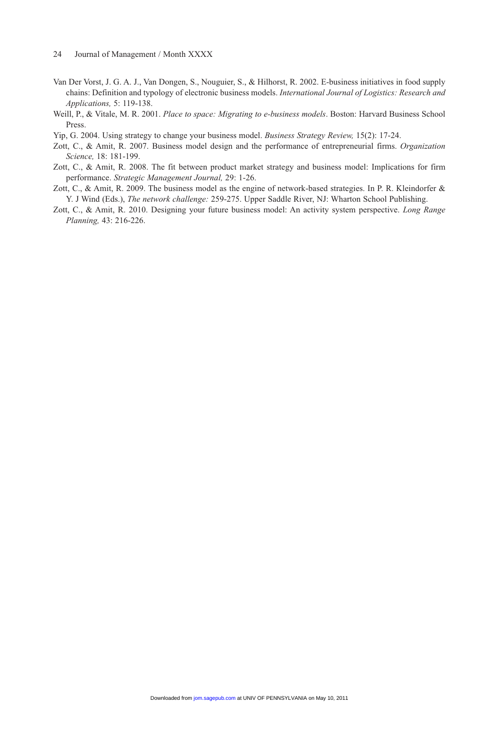Van Der Vorst, J. G. A. J., Van Dongen, S., Nouguier, S., & Hilhorst, R. 2002. E-business initiatives in food supply chains: Definition and typology of electronic business models. *International Journal of Logistics: Research and Applications,* 5: 119-138.

Weill, P., & Vitale, M. R. 2001. *Place to space: Migrating to e-business models*. Boston: Harvard Business School Press.

Yip, G. 2004. Using strategy to change your business model. *Business Strategy Review,* 15(2): 17-24.

Zott, C., & Amit, R. 2007. Business model design and the performance of entrepreneurial firms. *Organization Science,* 18: 181-199.

Zott, C., & Amit, R. 2008. The fit between product market strategy and business model: Implications for firm performance. *Strategic Management Journal,* 29: 1-26.

Zott, C., & Amit, R. 2009. The business model as the engine of network-based strategies. In P. R. Kleindorfer & Y. J Wind (Eds.), *The network challenge:* 259-275. Upper Saddle River, NJ: Wharton School Publishing.

Zott, C., & Amit, R. 2010. Designing your future business model: An activity system perspective. *Long Range Planning,* 43: 216-226.